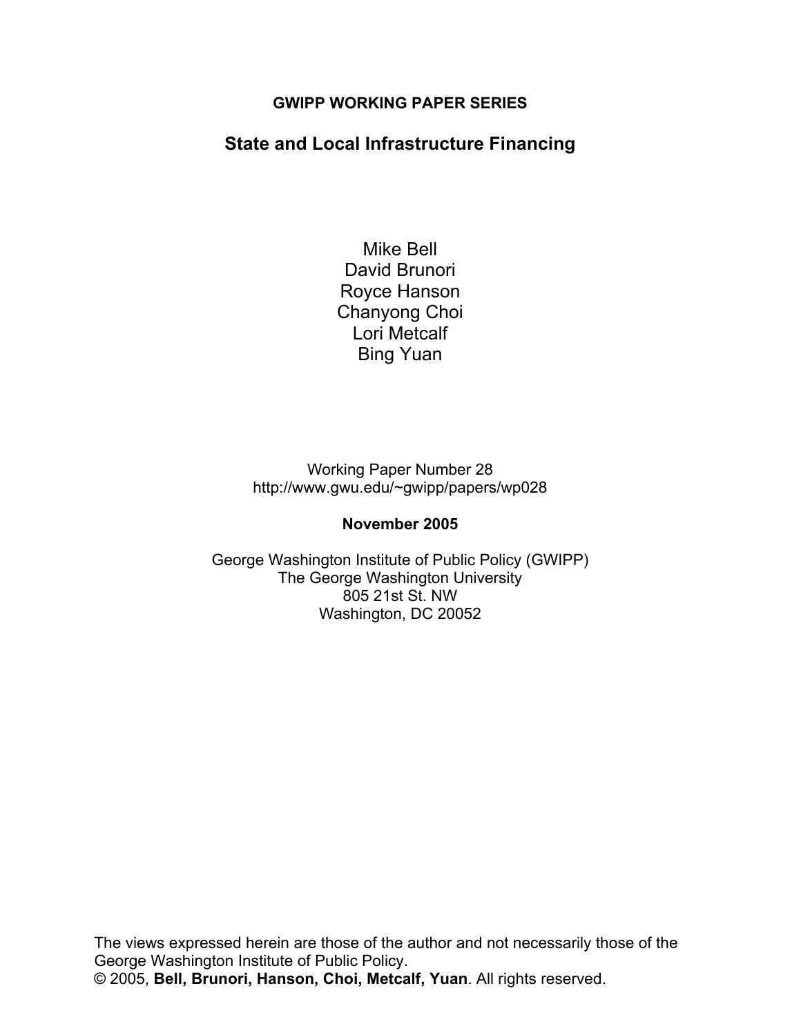**GWIPP WORKING PAPER SERIES**

# State and Local Infrastructure Financing

Mike Bell
David Brunori
Royce Hanson
Chanyong Choi
Lori Metcalf
Bing Yuan

Working Paper Number 28
http://www.gwu.edu/~gwipp/papers/wp028

**November 2005**

George Washington Institute of Public Policy (GWIPP)
The George Washington University
805 21st St. NW
Washington, DC 20052

The views expressed herein are those of the author and not necessarily those of the George Washington Institute of Public Policy.
© 2005, **Bell, Brunori, Hanson, Choi, Metcalf, Yuan**. All rights reserved.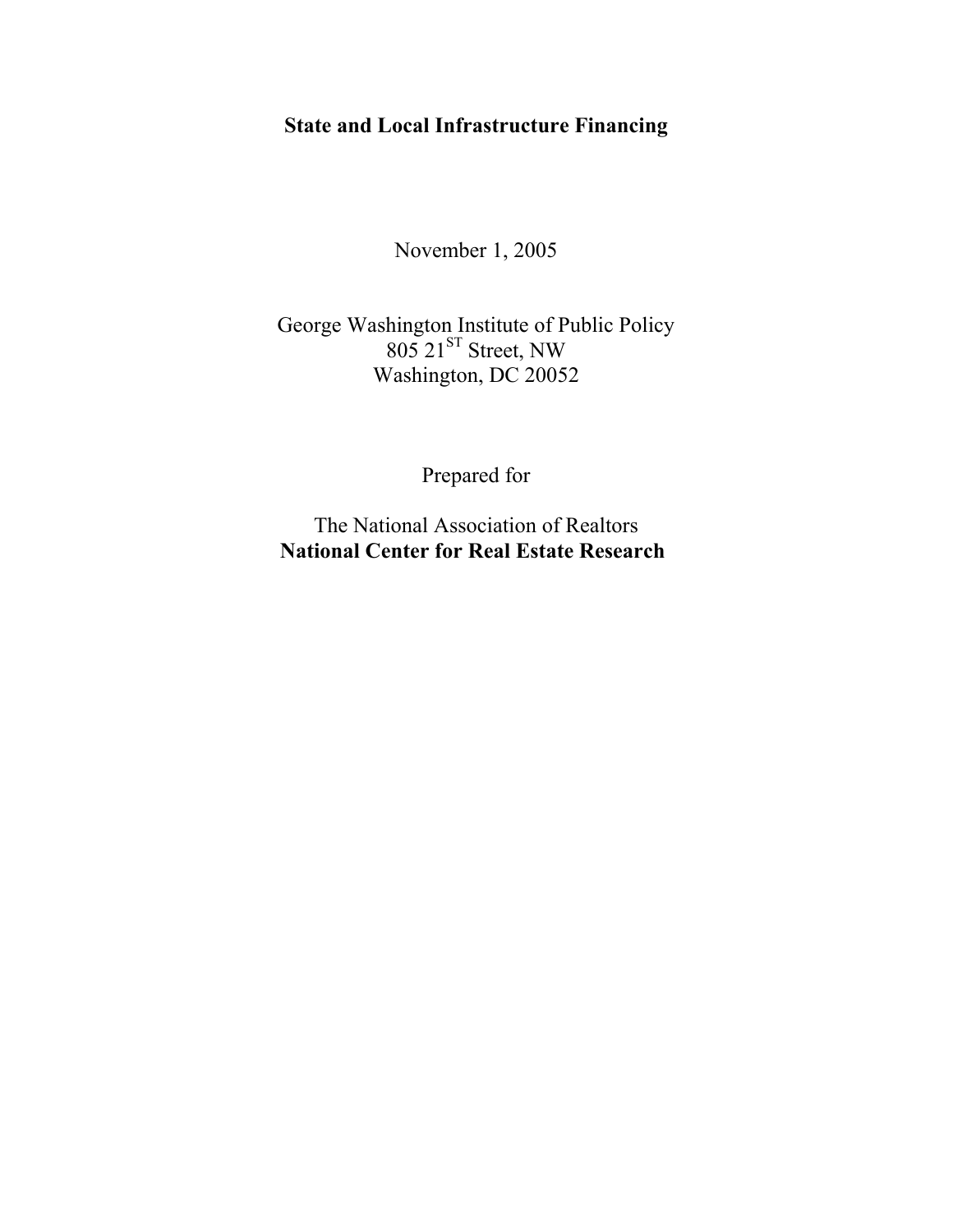**State and Local Infrastructure Financing**

November 1, 2005

George Washington Institute of Public Policy
805 21ST Street, NW
Washington, DC 20052

Prepared for

The National Association of Realtors
**National Center for Real Estate Research**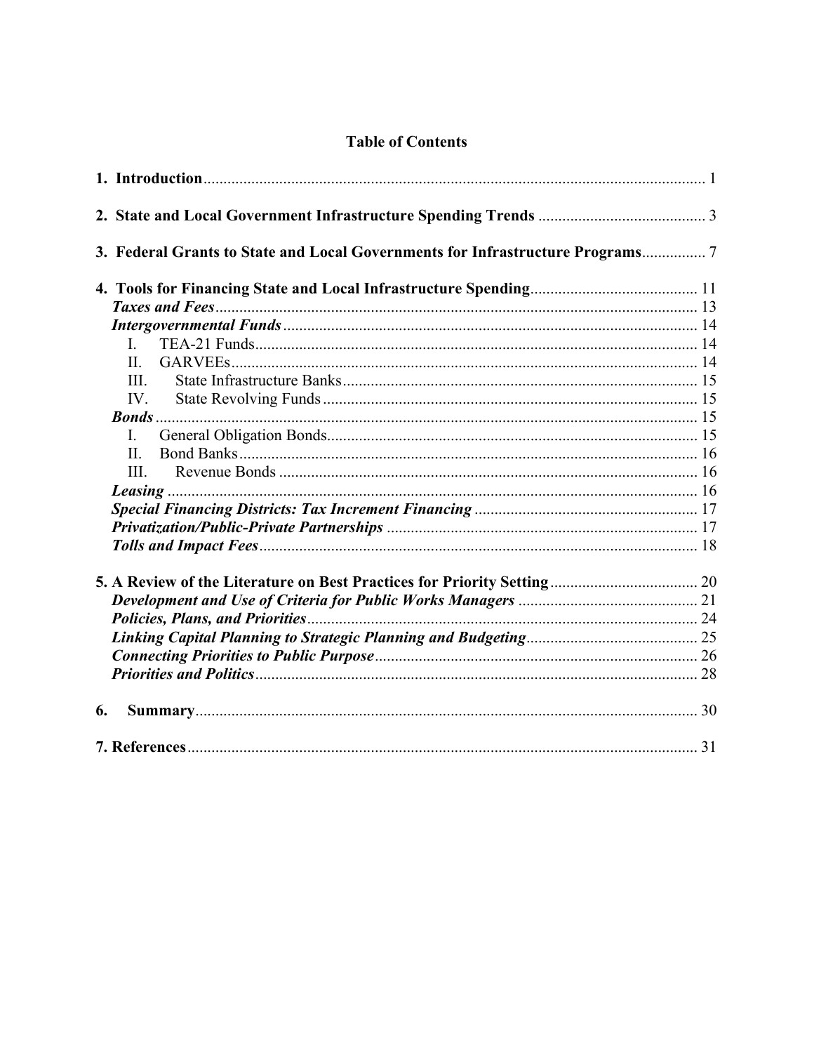# Table of Contents

**1. Introduction** ... 1

**2. State and Local Government Infrastructure Spending Trends** ... 3

**3. Federal Grants to State and Local Governments for Infrastructure Programs** ... 7

**4. Tools for Financing State and Local Infrastructure Spending** ... 11

- ***Taxes and Fees*** ... 13
- ***Intergovernmental Funds*** ... 14
  - I. TEA-21 Funds ... 14
  - II. GARVEEs ... 14
  - III. State Infrastructure Banks ... 15
  - IV. State Revolving Funds ... 15
- ***Bonds*** ... 15
  - I. General Obligation Bonds ... 15
  - II. Bond Banks ... 16
  - III. Revenue Bonds ... 16
- ***Leasing*** ... 16
- ***Special Financing Districts: Tax Increment Financing*** ... 17
- ***Privatization/Public-Private Partnerships*** ... 17
- ***Tolls and Impact Fees*** ... 18

**5. A Review of the Literature on Best Practices for Priority Setting** ... 20

- ***Development and Use of Criteria for Public Works Managers*** ... 21
- ***Policies, Plans, and Priorities*** ... 24
- ***Linking Capital Planning to Strategic Planning and Budgeting*** ... 25
- ***Connecting Priorities to Public Purpose*** ... 26
- ***Priorities and Politics*** ... 28

**6. Summary** ... 30

**7. References** ... 31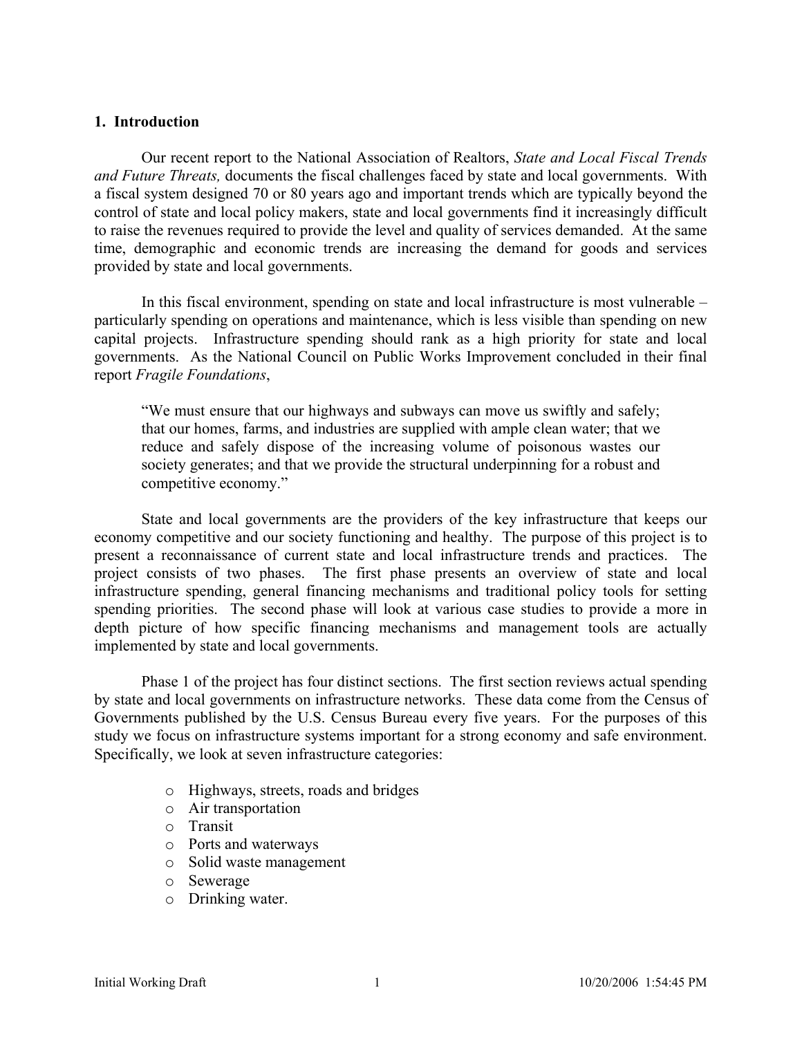## 1. Introduction

Our recent report to the National Association of Realtors, *State and Local Fiscal Trends and Future Threats,* documents the fiscal challenges faced by state and local governments. With a fiscal system designed 70 or 80 years ago and important trends which are typically beyond the control of state and local policy makers, state and local governments find it increasingly difficult to raise the revenues required to provide the level and quality of services demanded. At the same time, demographic and economic trends are increasing the demand for goods and services provided by state and local governments.

In this fiscal environment, spending on state and local infrastructure is most vulnerable – particularly spending on operations and maintenance, which is less visible than spending on new capital projects. Infrastructure spending should rank as a high priority for state and local governments. As the National Council on Public Works Improvement concluded in their final report *Fragile Foundations*,

> "We must ensure that our highways and subways can move us swiftly and safely; that our homes, farms, and industries are supplied with ample clean water; that we reduce and safely dispose of the increasing volume of poisonous wastes our society generates; and that we provide the structural underpinning for a robust and competitive economy."

State and local governments are the providers of the key infrastructure that keeps our economy competitive and our society functioning and healthy. The purpose of this project is to present a reconnaissance of current state and local infrastructure trends and practices. The project consists of two phases. The first phase presents an overview of state and local infrastructure spending, general financing mechanisms and traditional policy tools for setting spending priorities. The second phase will look at various case studies to provide a more in depth picture of how specific financing mechanisms and management tools are actually implemented by state and local governments.

Phase 1 of the project has four distinct sections. The first section reviews actual spending by state and local governments on infrastructure networks. These data come from the Census of Governments published by the U.S. Census Bureau every five years. For the purposes of this study we focus on infrastructure systems important for a strong economy and safe environment. Specifically, we look at seven infrastructure categories:

- Highways, streets, roads and bridges
- Air transportation
- Transit
- Ports and waterways
- Solid waste management
- Sewerage
- Drinking water.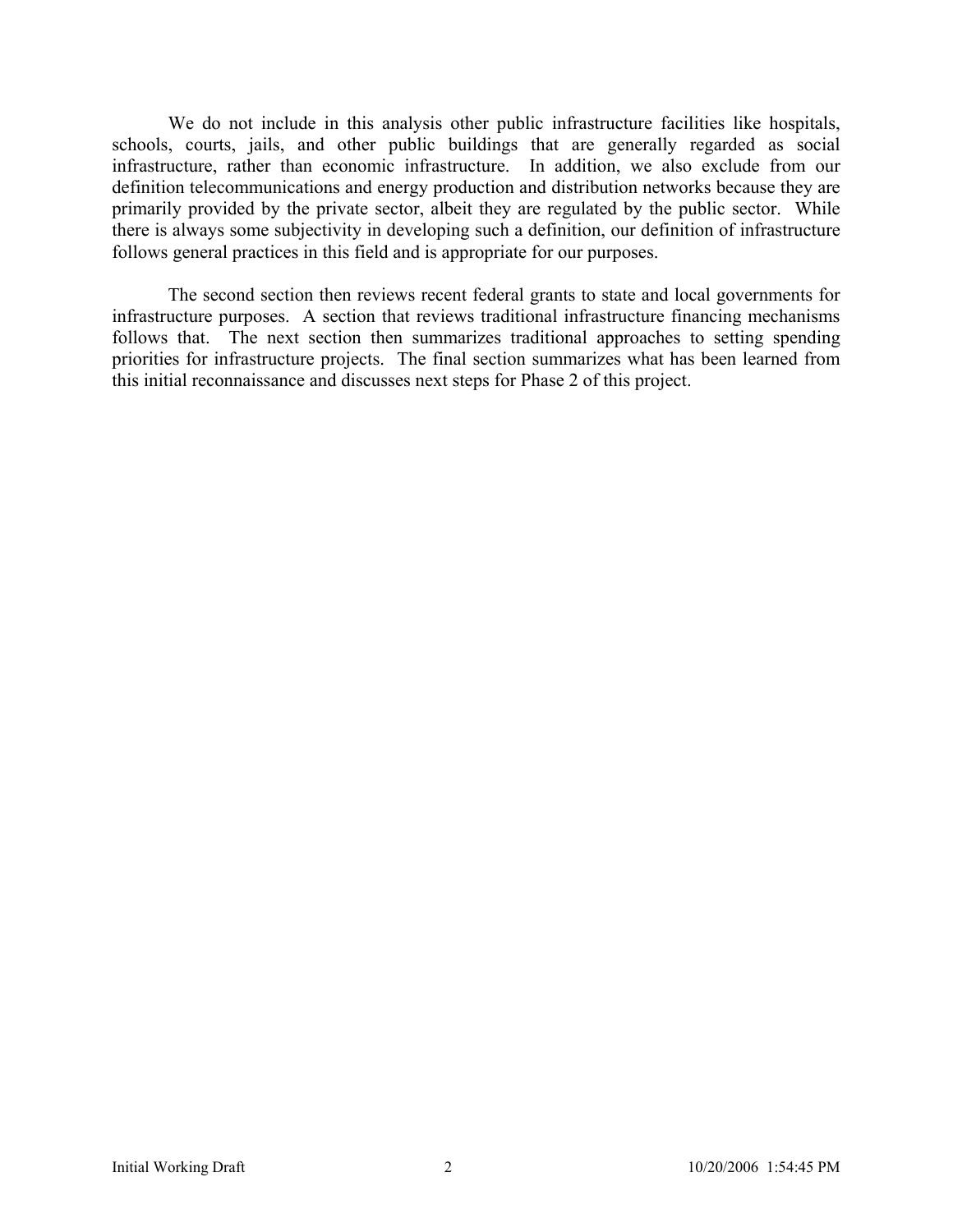We do not include in this analysis other public infrastructure facilities like hospitals, schools, courts, jails, and other public buildings that are generally regarded as social infrastructure, rather than economic infrastructure. In addition, we also exclude from our definition telecommunications and energy production and distribution networks because they are primarily provided by the private sector, albeit they are regulated by the public sector. While there is always some subjectivity in developing such a definition, our definition of infrastructure follows general practices in this field and is appropriate for our purposes.

The second section then reviews recent federal grants to state and local governments for infrastructure purposes. A section that reviews traditional infrastructure financing mechanisms follows that. The next section then summarizes traditional approaches to setting spending priorities for infrastructure projects. The final section summarizes what has been learned from this initial reconnaissance and discusses next steps for Phase 2 of this project.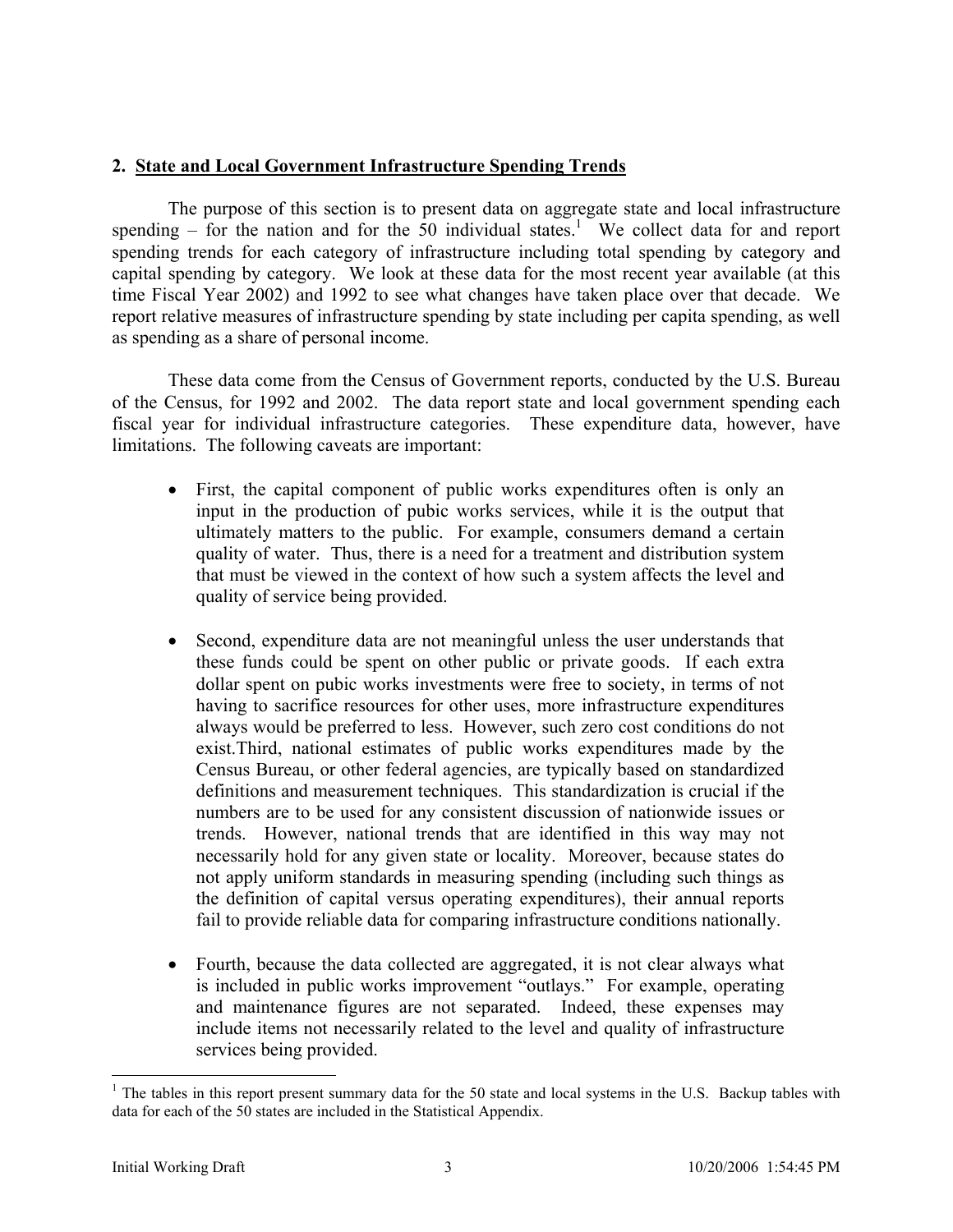## 2. State and Local Government Infrastructure Spending Trends

The purpose of this section is to present data on aggregate state and local infrastructure spending – for the nation and for the 50 individual states.[1] We collect data for and report spending trends for each category of infrastructure including total spending by category and capital spending by category. We look at these data for the most recent year available (at this time Fiscal Year 2002) and 1992 to see what changes have taken place over that decade. We report relative measures of infrastructure spending by state including per capita spending, as well as spending as a share of personal income.

These data come from the Census of Government reports, conducted by the U.S. Bureau of the Census, for 1992 and 2002. The data report state and local government spending each fiscal year for individual infrastructure categories. These expenditure data, however, have limitations. The following caveats are important:

- First, the capital component of public works expenditures often is only an input in the production of pubic works services, while it is the output that ultimately matters to the public. For example, consumers demand a certain quality of water. Thus, there is a need for a treatment and distribution system that must be viewed in the context of how such a system affects the level and quality of service being provided.

- Second, expenditure data are not meaningful unless the user understands that these funds could be spent on other public or private goods. If each extra dollar spent on pubic works investments were free to society, in terms of not having to sacrifice resources for other uses, more infrastructure expenditures always would be preferred to less. However, such zero cost conditions do not exist.Third, national estimates of public works expenditures made by the Census Bureau, or other federal agencies, are typically based on standardized definitions and measurement techniques. This standardization is crucial if the numbers are to be used for any consistent discussion of nationwide issues or trends. However, national trends that are identified in this way may not necessarily hold for any given state or locality. Moreover, because states do not apply uniform standards in measuring spending (including such things as the definition of capital versus operating expenditures), their annual reports fail to provide reliable data for comparing infrastructure conditions nationally.

- Fourth, because the data collected are aggregated, it is not clear always what is included in public works improvement "outlays." For example, operating and maintenance figures are not separated. Indeed, these expenses may include items not necessarily related to the level and quality of infrastructure services being provided.

[1] The tables in this report present summary data for the 50 state and local systems in the U.S. Backup tables with data for each of the 50 states are included in the Statistical Appendix.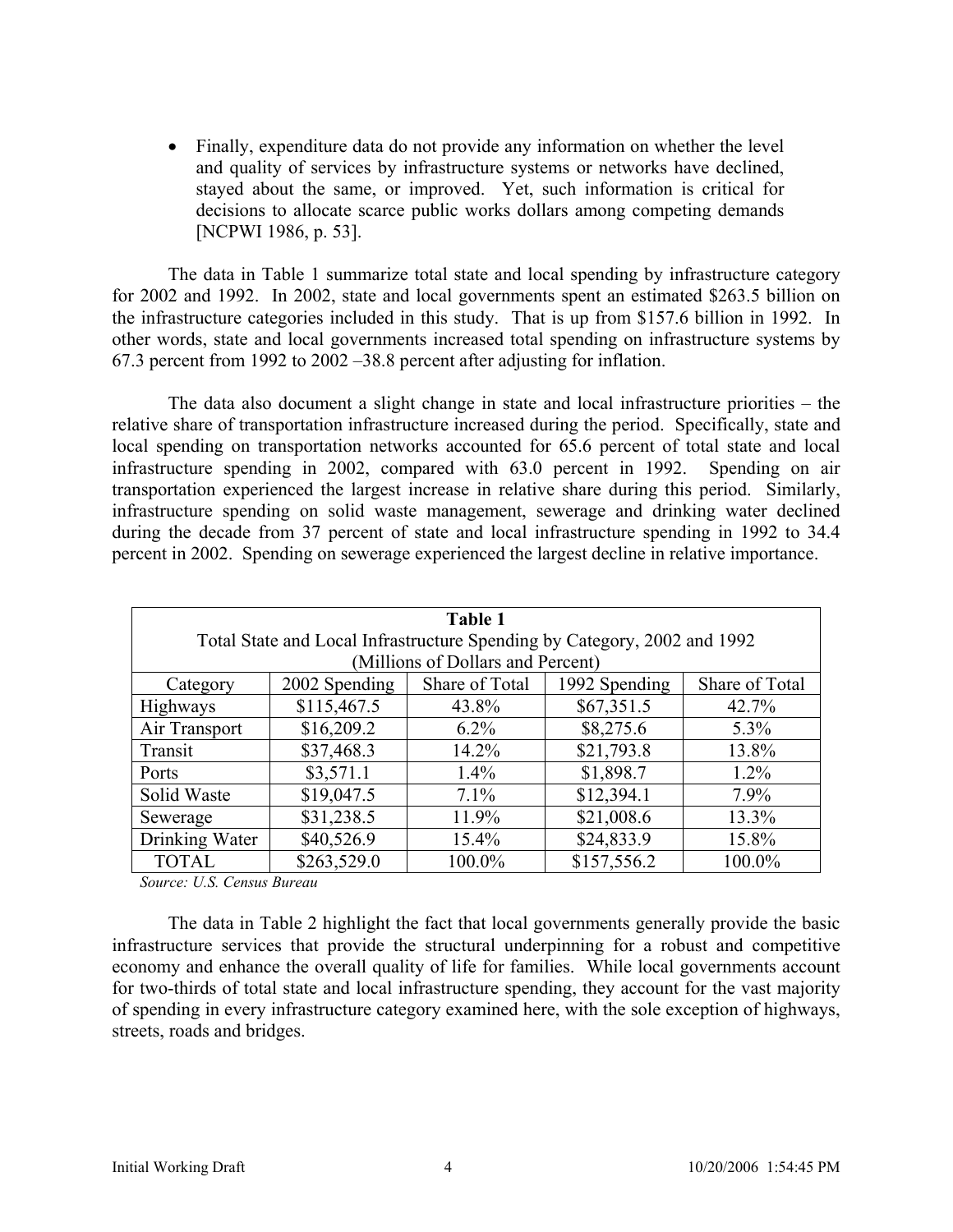- Finally, expenditure data do not provide any information on whether the level and quality of services by infrastructure systems or networks have declined, stayed about the same, or improved. Yet, such information is critical for decisions to allocate scarce public works dollars among competing demands [NCPWI 1986, p. 53].

The data in Table 1 summarize total state and local spending by infrastructure category for 2002 and 1992. In 2002, state and local governments spent an estimated $263.5 billion on the infrastructure categories included in this study. That is up from $157.6 billion in 1992. In other words, state and local governments increased total spending on infrastructure systems by 67.3 percent from 1992 to 2002 –38.8 percent after adjusting for inflation.

The data also document a slight change in state and local infrastructure priorities – the relative share of transportation infrastructure increased during the period. Specifically, state and local spending on transportation networks accounted for 65.6 percent of total state and local infrastructure spending in 2002, compared with 63.0 percent in 1992. Spending on air transportation experienced the largest increase in relative share during this period. Similarly, infrastructure spending on solid waste management, sewerage and drinking water declined during the decade from 37 percent of state and local infrastructure spending in 1992 to 34.4 percent in 2002. Spending on sewerage experienced the largest decline in relative importance.

**Table 1**
Total State and Local Infrastructure Spending by Category, 2002 and 1992
(Millions of Dollars and Percent)

| Category | 2002 Spending | Share of Total | 1992 Spending | Share of Total |
|---|---|---|---|---|
| Highways | $115,467.5 | 43.8% | $67,351.5 | 42.7% |
| Air Transport | $16,209.2 | 6.2% | $8,275.6 | 5.3% |
| Transit | $37,468.3 | 14.2% | $21,793.8 | 13.8% |
| Ports | $3,571.1 | 1.4% | $1,898.7 | 1.2% |
| Solid Waste | $19,047.5 | 7.1% | $12,394.1 | 7.9% |
| Sewerage | $31,238.5 | 11.9% | $21,008.6 | 13.3% |
| Drinking Water | $40,526.9 | 15.4% | $24,833.9 | 15.8% |
| TOTAL | $263,529.0 | 100.0% | $157,556.2 | 100.0% |

*Source: U.S. Census Bureau*

The data in Table 2 highlight the fact that local governments generally provide the basic infrastructure services that provide the structural underpinning for a robust and competitive economy and enhance the overall quality of life for families. While local governments account for two-thirds of total state and local infrastructure spending, they account for the vast majority of spending in every infrastructure category examined here, with the sole exception of highways, streets, roads and bridges.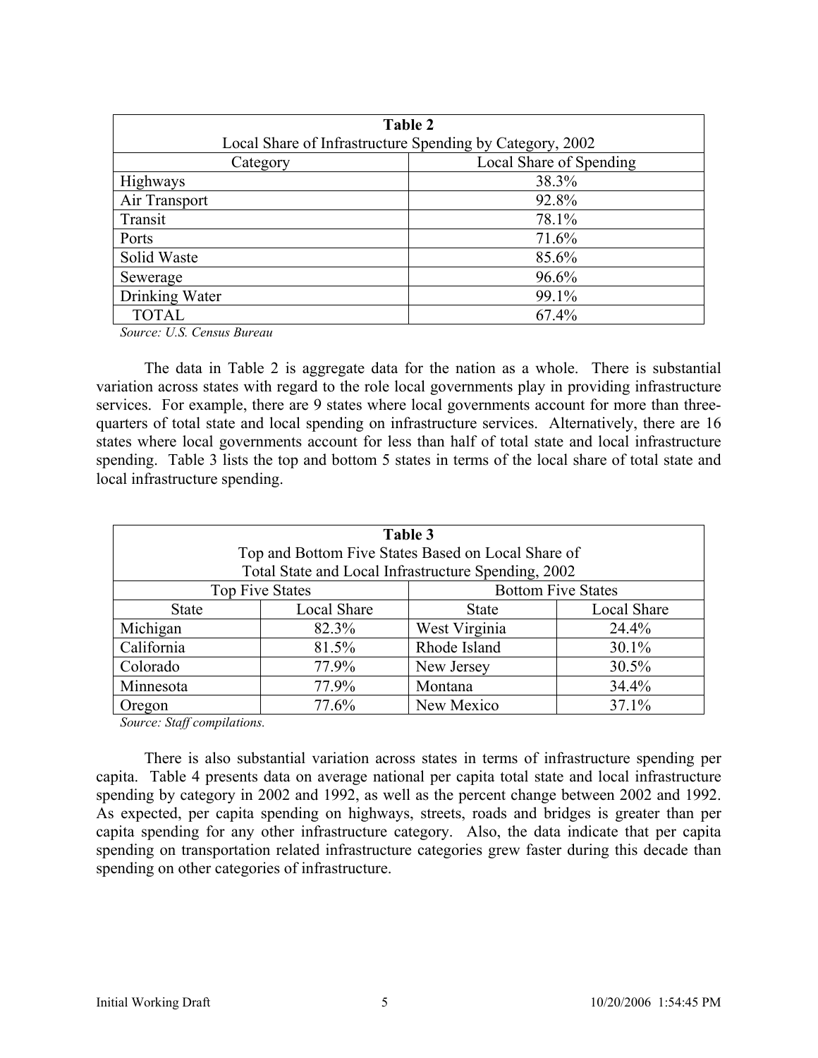| **Table 2**<br>Local Share of Infrastructure Spending by Category, 2002 | |
|---|---|
| Category | Local Share of Spending |
| Highways | 38.3% |
| Air Transport | 92.8% |
| Transit | 78.1% |
| Ports | 71.6% |
| Solid Waste | 85.6% |
| Sewerage | 96.6% |
| Drinking Water | 99.1% |
| TOTAL | 67.4% |

*Source: U.S. Census Bureau*

The data in Table 2 is aggregate data for the nation as a whole. There is substantial variation across states with regard to the role local governments play in providing infrastructure services. For example, there are 9 states where local governments account for more than three-quarters of total state and local spending on infrastructure services. Alternatively, there are 16 states where local governments account for less than half of total state and local infrastructure spending. Table 3 lists the top and bottom 5 states in terms of the local share of total state and local infrastructure spending.

| **Table 3**<br>Top and Bottom Five States Based on Local Share of<br>Total State and Local Infrastructure Spending, 2002 | | | |
|---|---|---|---|
| Top Five States | | Bottom Five States | |
| State | Local Share | State | Local Share |
| Michigan | 82.3% | West Virginia | 24.4% |
| California | 81.5% | Rhode Island | 30.1% |
| Colorado | 77.9% | New Jersey | 30.5% |
| Minnesota | 77.9% | Montana | 34.4% |
| Oregon | 77.6% | New Mexico | 37.1% |

*Source: Staff compilations.*

There is also substantial variation across states in terms of infrastructure spending per capita. Table 4 presents data on average national per capita total state and local infrastructure spending by category in 2002 and 1992, as well as the percent change between 2002 and 1992. As expected, per capita spending on highways, streets, roads and bridges is greater than per capita spending for any other infrastructure category. Also, the data indicate that per capita spending on transportation related infrastructure categories grew faster during this decade than spending on other categories of infrastructure.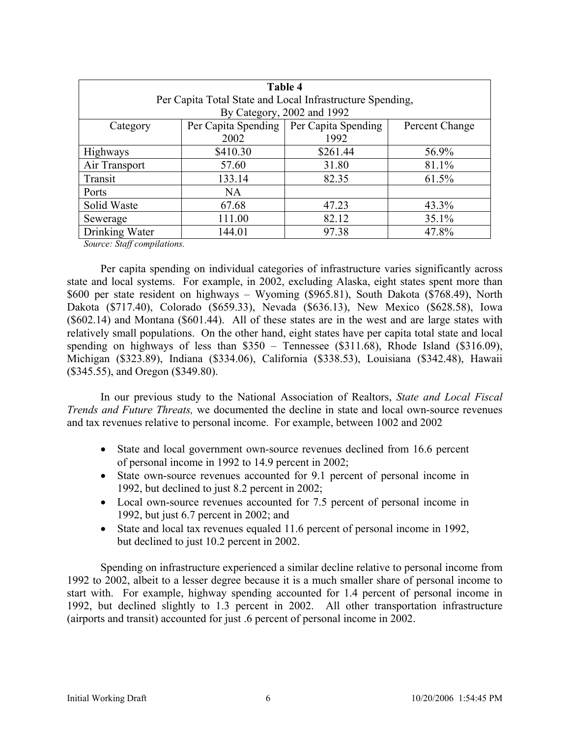| Table 4<br>Per Capita Total State and Local Infrastructure Spending,<br>By Category, 2002 and 1992 | | | |
|---|---|---|---|
| Category | Per Capita Spending 2002 | Per Capita Spending 1992 | Percent Change |
| Highways | $410.30 | $261.44 | 56.9% |
| Air Transport | 57.60 | 31.80 | 81.1% |
| Transit | 133.14 | 82.35 | 61.5% |
| Ports | NA | | |
| Solid Waste | 67.68 | 47.23 | 43.3% |
| Sewerage | 111.00 | 82.12 | 35.1% |
| Drinking Water | 144.01 | 97.38 | 47.8% |

*Source: Staff compilations.*

Per capita spending on individual categories of infrastructure varies significantly across state and local systems. For example, in 2002, excluding Alaska, eight states spent more than $600 per state resident on highways – Wyoming ($965.81), South Dakota ($768.49), North Dakota ($717.40), Colorado ($659.33), Nevada ($636.13), New Mexico ($628.58), Iowa ($602.14) and Montana ($601.44). All of these states are in the west and are large states with relatively small populations. On the other hand, eight states have per capita total state and local spending on highways of less than $350 – Tennessee ($311.68), Rhode Island ($316.09), Michigan ($323.89), Indiana ($334.06), California ($338.53), Louisiana ($342.48), Hawaii ($345.55), and Oregon ($349.80).

In our previous study to the National Association of Realtors, *State and Local Fiscal Trends and Future Threats,* we documented the decline in state and local own-source revenues and tax revenues relative to personal income. For example, between 1002 and 2002

- State and local government own-source revenues declined from 16.6 percent of personal income in 1992 to 14.9 percent in 2002;
- State own-source revenues accounted for 9.1 percent of personal income in 1992, but declined to just 8.2 percent in 2002;
- Local own-source revenues accounted for 7.5 percent of personal income in 1992, but just 6.7 percent in 2002; and
- State and local tax revenues equaled 11.6 percent of personal income in 1992, but declined to just 10.2 percent in 2002.

Spending on infrastructure experienced a similar decline relative to personal income from 1992 to 2002, albeit to a lesser degree because it is a much smaller share of personal income to start with. For example, highway spending accounted for 1.4 percent of personal income in 1992, but declined slightly to 1.3 percent in 2002. All other transportation infrastructure (airports and transit) accounted for just .6 percent of personal income in 2002.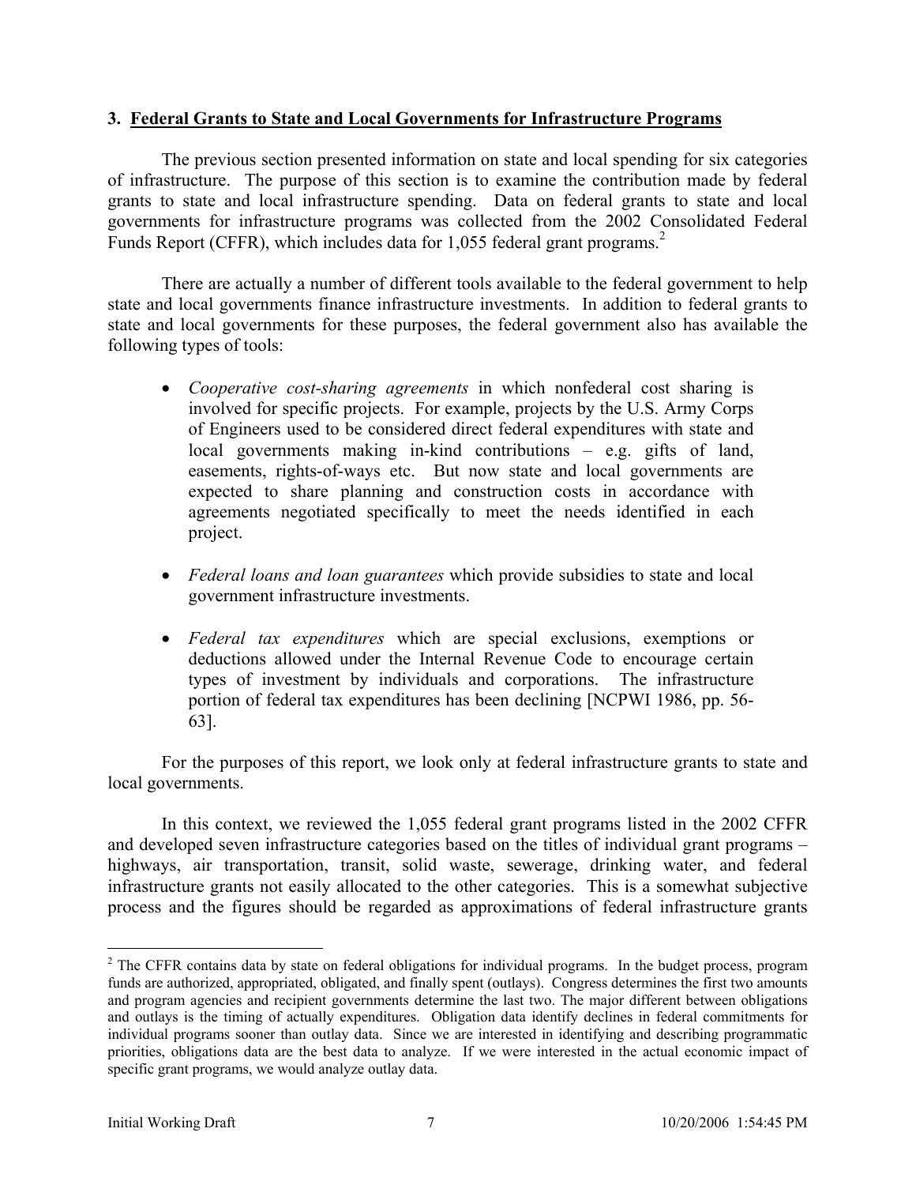### 3. <u>Federal Grants to State and Local Governments for Infrastructure Programs</u>

The previous section presented information on state and local spending for six categories of infrastructure. The purpose of this section is to examine the contribution made by federal grants to state and local infrastructure spending. Data on federal grants to state and local governments for infrastructure programs was collected from the 2002 Consolidated Federal Funds Report (CFFR), which includes data for 1,055 federal grant programs.[2]

There are actually a number of different tools available to the federal government to help state and local governments finance infrastructure investments. In addition to federal grants to state and local governments for these purposes, the federal government also has available the following types of tools:

- *Cooperative cost-sharing agreements* in which nonfederal cost sharing is involved for specific projects. For example, projects by the U.S. Army Corps of Engineers used to be considered direct federal expenditures with state and local governments making in-kind contributions – e.g. gifts of land, easements, rights-of-ways etc. But now state and local governments are expected to share planning and construction costs in accordance with agreements negotiated specifically to meet the needs identified in each project.

- *Federal loans and loan guarantees* which provide subsidies to state and local government infrastructure investments.

- *Federal tax expenditures* which are special exclusions, exemptions or deductions allowed under the Internal Revenue Code to encourage certain types of investment by individuals and corporations. The infrastructure portion of federal tax expenditures has been declining [NCPWI 1986, pp. 56-63].

For the purposes of this report, we look only at federal infrastructure grants to state and local governments.

In this context, we reviewed the 1,055 federal grant programs listed in the 2002 CFFR and developed seven infrastructure categories based on the titles of individual grant programs – highways, air transportation, transit, solid waste, sewerage, drinking water, and federal infrastructure grants not easily allocated to the other categories. This is a somewhat subjective process and the figures should be regarded as approximations of federal infrastructure grants

---

[2] The CFFR contains data by state on federal obligations for individual programs. In the budget process, program funds are authorized, appropriated, obligated, and finally spent (outlays). Congress determines the first two amounts and program agencies and recipient governments determine the last two. The major different between obligations and outlays is the timing of actually expenditures. Obligation data identify declines in federal commitments for individual programs sooner than outlay data. Since we are interested in identifying and describing programmatic priorities, obligations data are the best data to analyze. If we were interested in the actual economic impact of specific grant programs, we would analyze outlay data.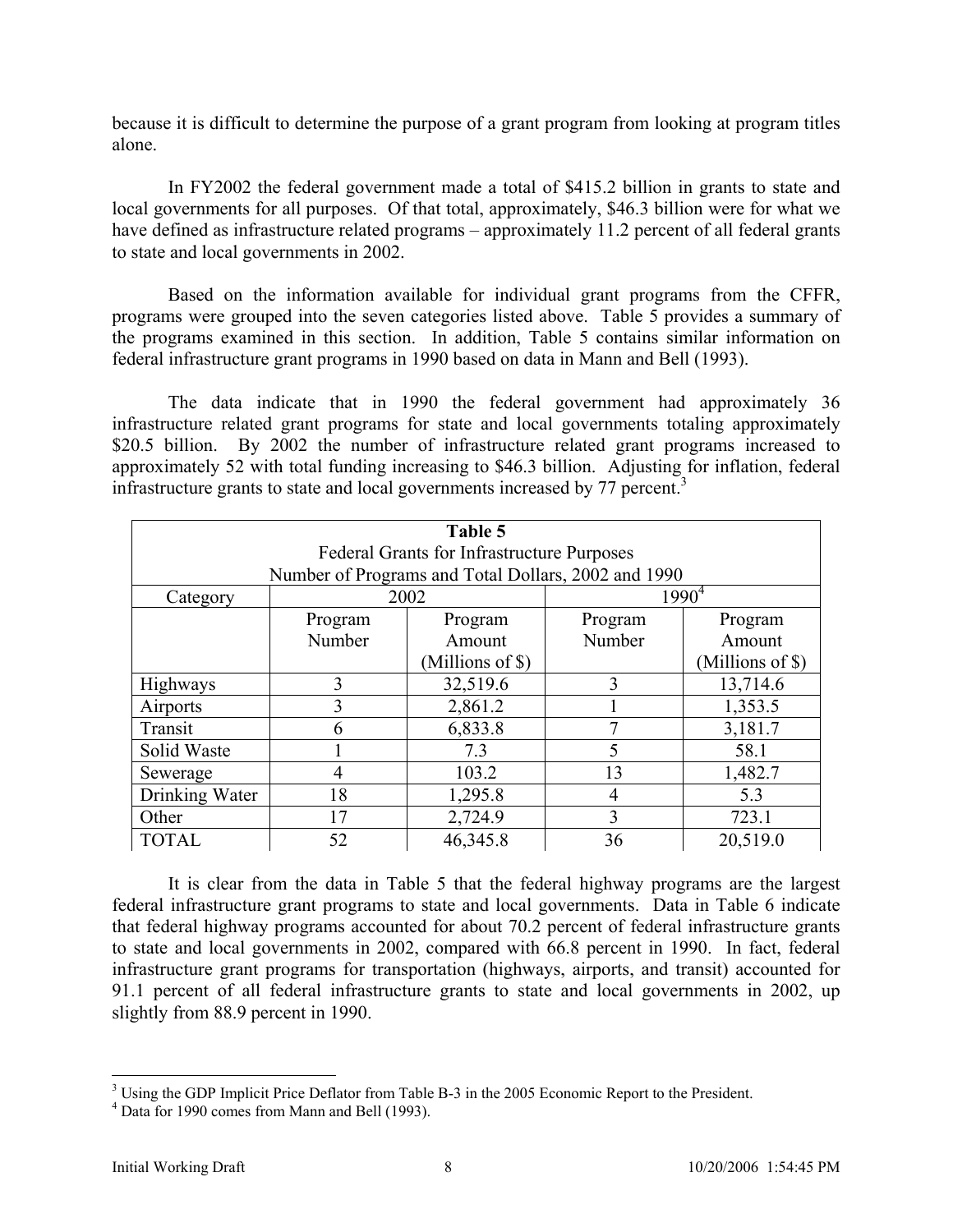because it is difficult to determine the purpose of a grant program from looking at program titles alone.

In FY2002 the federal government made a total of $415.2 billion in grants to state and local governments for all purposes. Of that total, approximately, $46.3 billion were for what we have defined as infrastructure related programs – approximately 11.2 percent of all federal grants to state and local governments in 2002.

Based on the information available for individual grant programs from the CFFR, programs were grouped into the seven categories listed above. Table 5 provides a summary of the programs examined in this section. In addition, Table 5 contains similar information on federal infrastructure grant programs in 1990 based on data in Mann and Bell (1993).

The data indicate that in 1990 the federal government had approximately 36 infrastructure related grant programs for state and local governments totaling approximately $20.5 billion. By 2002 the number of infrastructure related grant programs increased to approximately 52 with total funding increasing to $46.3 billion. Adjusting for inflation, federal infrastructure grants to state and local governments increased by 77 percent.[3]

**Table 5**
Federal Grants for Infrastructure Purposes
Number of Programs and Total Dollars, 2002 and 1990

| Category | 2002 | | 1990[4] | |
|---|---|---|---|---|
| | Program Number | Program Amount (Millions of $) | Program Number | Program Amount (Millions of $) |
| Highways | 3 | 32,519.6 | 3 | 13,714.6 |
| Airports | 3 | 2,861.2 | 1 | 1,353.5 |
| Transit | 6 | 6,833.8 | 7 | 3,181.7 |
| Solid Waste | 1 | 7.3 | 5 | 58.1 |
| Sewerage | 4 | 103.2 | 13 | 1,482.7 |
| Drinking Water | 18 | 1,295.8 | 4 | 5.3 |
| Other | 17 | 2,724.9 | 3 | 723.1 |
| TOTAL | 52 | 46,345.8 | 36 | 20,519.0 |

It is clear from the data in Table 5 that the federal highway programs are the largest federal infrastructure grant programs to state and local governments. Data in Table 6 indicate that federal highway programs accounted for about 70.2 percent of federal infrastructure grants to state and local governments in 2002, compared with 66.8 percent in 1990. In fact, federal infrastructure grant programs for transportation (highways, airports, and transit) accounted for 91.1 percent of all federal infrastructure grants to state and local governments in 2002, up slightly from 88.9 percent in 1990.

[3] Using the GDP Implicit Price Deflator from Table B-3 in the 2005 Economic Report to the President.

[4] Data for 1990 comes from Mann and Bell (1993).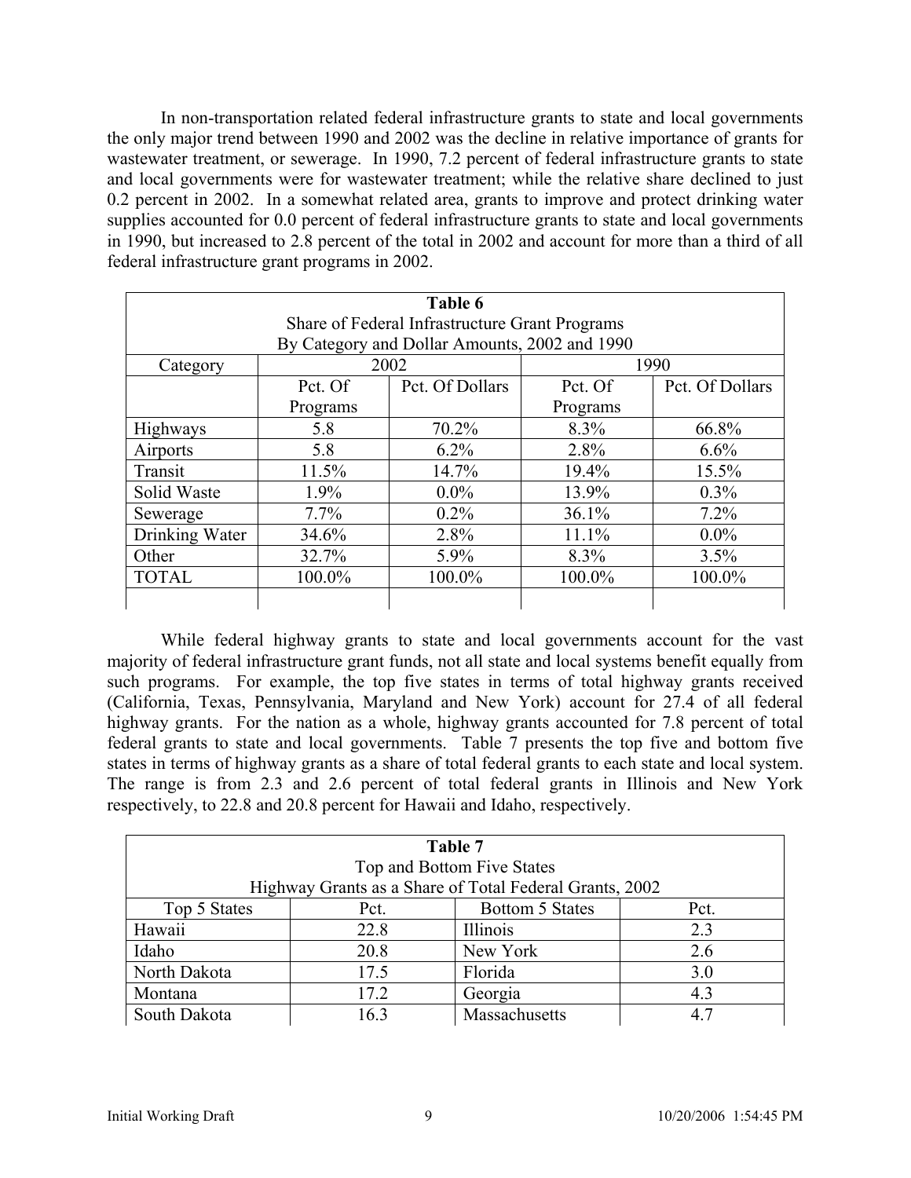In non-transportation related federal infrastructure grants to state and local governments the only major trend between 1990 and 2002 was the decline in relative importance of grants for wastewater treatment, or sewerage. In 1990, 7.2 percent of federal infrastructure grants to state and local governments were for wastewater treatment; while the relative share declined to just 0.2 percent in 2002. In a somewhat related area, grants to improve and protect drinking water supplies accounted for 0.0 percent of federal infrastructure grants to state and local governments in 1990, but increased to 2.8 percent of the total in 2002 and account for more than a third of all federal infrastructure grant programs in 2002.

**Table 6**
Share of Federal Infrastructure Grant Programs
By Category and Dollar Amounts, 2002 and 1990

| Category | 2002 | | 1990 | |
|---|---|---|---|---|
| | Pct. Of Programs | Pct. Of Dollars | Pct. Of Programs | Pct. Of Dollars |
| Highways | 5.8 | 70.2% | 8.3% | 66.8% |
| Airports | 5.8 | 6.2% | 2.8% | 6.6% |
| Transit | 11.5% | 14.7% | 19.4% | 15.5% |
| Solid Waste | 1.9% | 0.0% | 13.9% | 0.3% |
| Sewerage | 7.7% | 0.2% | 36.1% | 7.2% |
| Drinking Water | 34.6% | 2.8% | 11.1% | 0.0% |
| Other | 32.7% | 5.9% | 8.3% | 3.5% |
| TOTAL | 100.0% | 100.0% | 100.0% | 100.0% |

While federal highway grants to state and local governments account for the vast majority of federal infrastructure grant funds, not all state and local systems benefit equally from such programs. For example, the top five states in terms of total highway grants received (California, Texas, Pennsylvania, Maryland and New York) account for 27.4 of all federal highway grants. For the nation as a whole, highway grants accounted for 7.8 percent of total federal grants to state and local governments. Table 7 presents the top five and bottom five states in terms of highway grants as a share of total federal grants to each state and local system. The range is from 2.3 and 2.6 percent of total federal grants in Illinois and New York respectively, to 22.8 and 20.8 percent for Hawaii and Idaho, respectively.

**Table 7**
Top and Bottom Five States
Highway Grants as a Share of Total Federal Grants, 2002

| Top 5 States | Pct. | Bottom 5 States | Pct. |
|---|---|---|---|
| Hawaii | 22.8 | Illinois | 2.3 |
| Idaho | 20.8 | New York | 2.6 |
| North Dakota | 17.5 | Florida | 3.0 |
| Montana | 17.2 | Georgia | 4.3 |
| South Dakota | 16.3 | Massachusetts | 4.7 |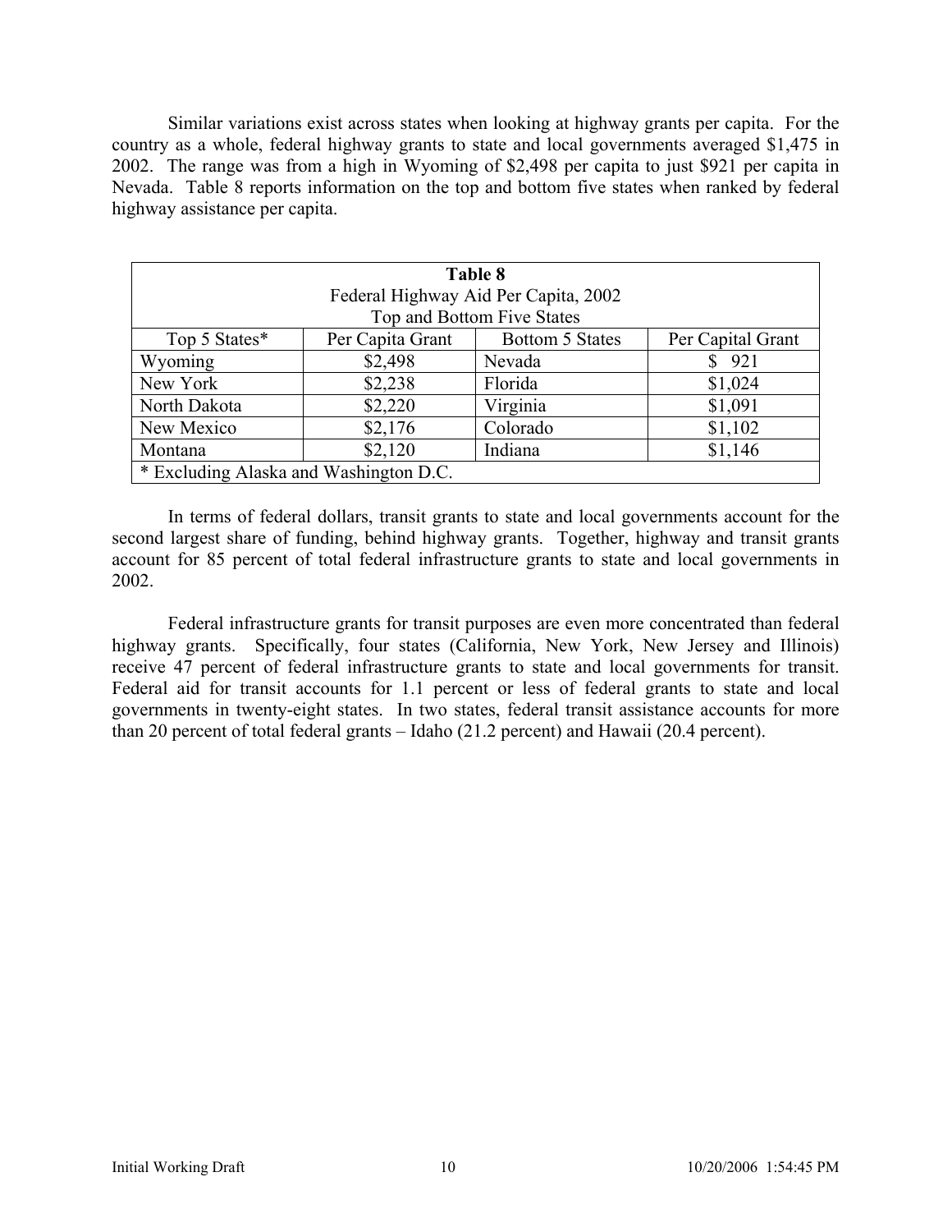Similar variations exist across states when looking at highway grants per capita. For the country as a whole, federal highway grants to state and local governments averaged $1,475 in 2002. The range was from a high in Wyoming of $2,498 per capita to just $921 per capita in Nevada. Table 8 reports information on the top and bottom five states when ranked by federal highway assistance per capita.

**Table 8**
Federal Highway Aid Per Capita, 2002
Top and Bottom Five States

| Top 5 States* | Per Capita Grant | Bottom 5 States | Per Capital Grant |
|---|---|---|---|
| Wyoming | $2,498 | Nevada | $ 921 |
| New York | $2,238 | Florida | $1,024 |
| North Dakota | $2,220 | Virginia | $1,091 |
| New Mexico | $2,176 | Colorado | $1,102 |
| Montana | $2,120 | Indiana | $1,146 |

* Excluding Alaska and Washington D.C.

In terms of federal dollars, transit grants to state and local governments account for the second largest share of funding, behind highway grants. Together, highway and transit grants account for 85 percent of total federal infrastructure grants to state and local governments in 2002.

Federal infrastructure grants for transit purposes are even more concentrated than federal highway grants. Specifically, four states (California, New York, New Jersey and Illinois) receive 47 percent of federal infrastructure grants to state and local governments for transit. Federal aid for transit accounts for 1.1 percent or less of federal grants to state and local governments in twenty-eight states. In two states, federal transit assistance accounts for more than 20 percent of total federal grants – Idaho (21.2 percent) and Hawaii (20.4 percent).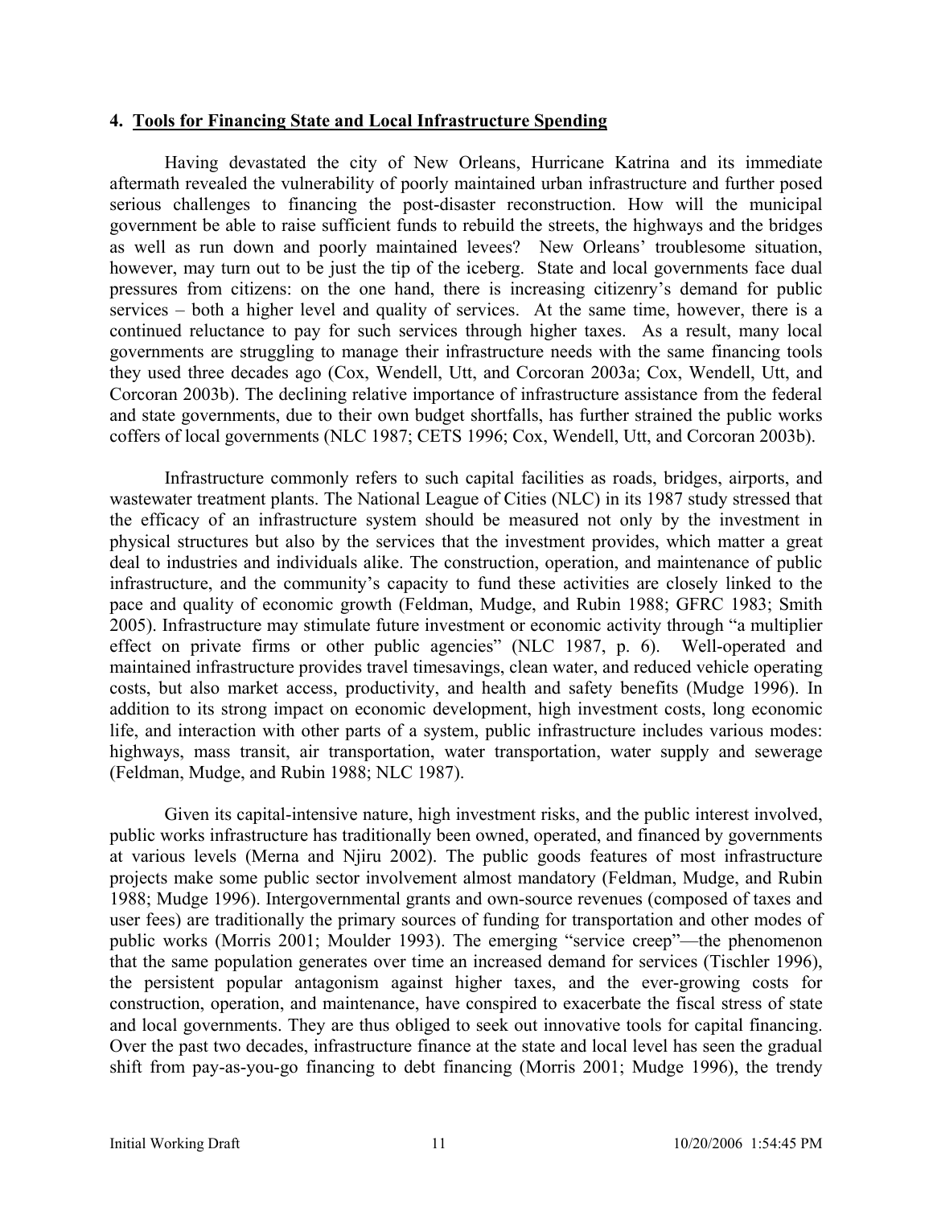## 4. Tools for Financing State and Local Infrastructure Spending

Having devastated the city of New Orleans, Hurricane Katrina and its immediate aftermath revealed the vulnerability of poorly maintained urban infrastructure and further posed serious challenges to financing the post-disaster reconstruction. How will the municipal government be able to raise sufficient funds to rebuild the streets, the highways and the bridges as well as run down and poorly maintained levees? New Orleans' troublesome situation, however, may turn out to be just the tip of the iceberg. State and local governments face dual pressures from citizens: on the one hand, there is increasing citizenry's demand for public services – both a higher level and quality of services. At the same time, however, there is a continued reluctance to pay for such services through higher taxes. As a result, many local governments are struggling to manage their infrastructure needs with the same financing tools they used three decades ago (Cox, Wendell, Utt, and Corcoran 2003a; Cox, Wendell, Utt, and Corcoran 2003b). The declining relative importance of infrastructure assistance from the federal and state governments, due to their own budget shortfalls, has further strained the public works coffers of local governments (NLC 1987; CETS 1996; Cox, Wendell, Utt, and Corcoran 2003b).

Infrastructure commonly refers to such capital facilities as roads, bridges, airports, and wastewater treatment plants. The National League of Cities (NLC) in its 1987 study stressed that the efficacy of an infrastructure system should be measured not only by the investment in physical structures but also by the services that the investment provides, which matter a great deal to industries and individuals alike. The construction, operation, and maintenance of public infrastructure, and the community's capacity to fund these activities are closely linked to the pace and quality of economic growth (Feldman, Mudge, and Rubin 1988; GFRC 1983; Smith 2005). Infrastructure may stimulate future investment or economic activity through "a multiplier effect on private firms or other public agencies" (NLC 1987, p. 6). Well-operated and maintained infrastructure provides travel timesavings, clean water, and reduced vehicle operating costs, but also market access, productivity, and health and safety benefits (Mudge 1996). In addition to its strong impact on economic development, high investment costs, long economic life, and interaction with other parts of a system, public infrastructure includes various modes: highways, mass transit, air transportation, water transportation, water supply and sewerage (Feldman, Mudge, and Rubin 1988; NLC 1987).

Given its capital-intensive nature, high investment risks, and the public interest involved, public works infrastructure has traditionally been owned, operated, and financed by governments at various levels (Merna and Njiru 2002). The public goods features of most infrastructure projects make some public sector involvement almost mandatory (Feldman, Mudge, and Rubin 1988; Mudge 1996). Intergovernmental grants and own-source revenues (composed of taxes and user fees) are traditionally the primary sources of funding for transportation and other modes of public works (Morris 2001; Moulder 1993). The emerging "service creep"—the phenomenon that the same population generates over time an increased demand for services (Tischler 1996), the persistent popular antagonism against higher taxes, and the ever-growing costs for construction, operation, and maintenance, have conspired to exacerbate the fiscal stress of state and local governments. They are thus obliged to seek out innovative tools for capital financing. Over the past two decades, infrastructure finance at the state and local level has seen the gradual shift from pay-as-you-go financing to debt financing (Morris 2001; Mudge 1996), the trendy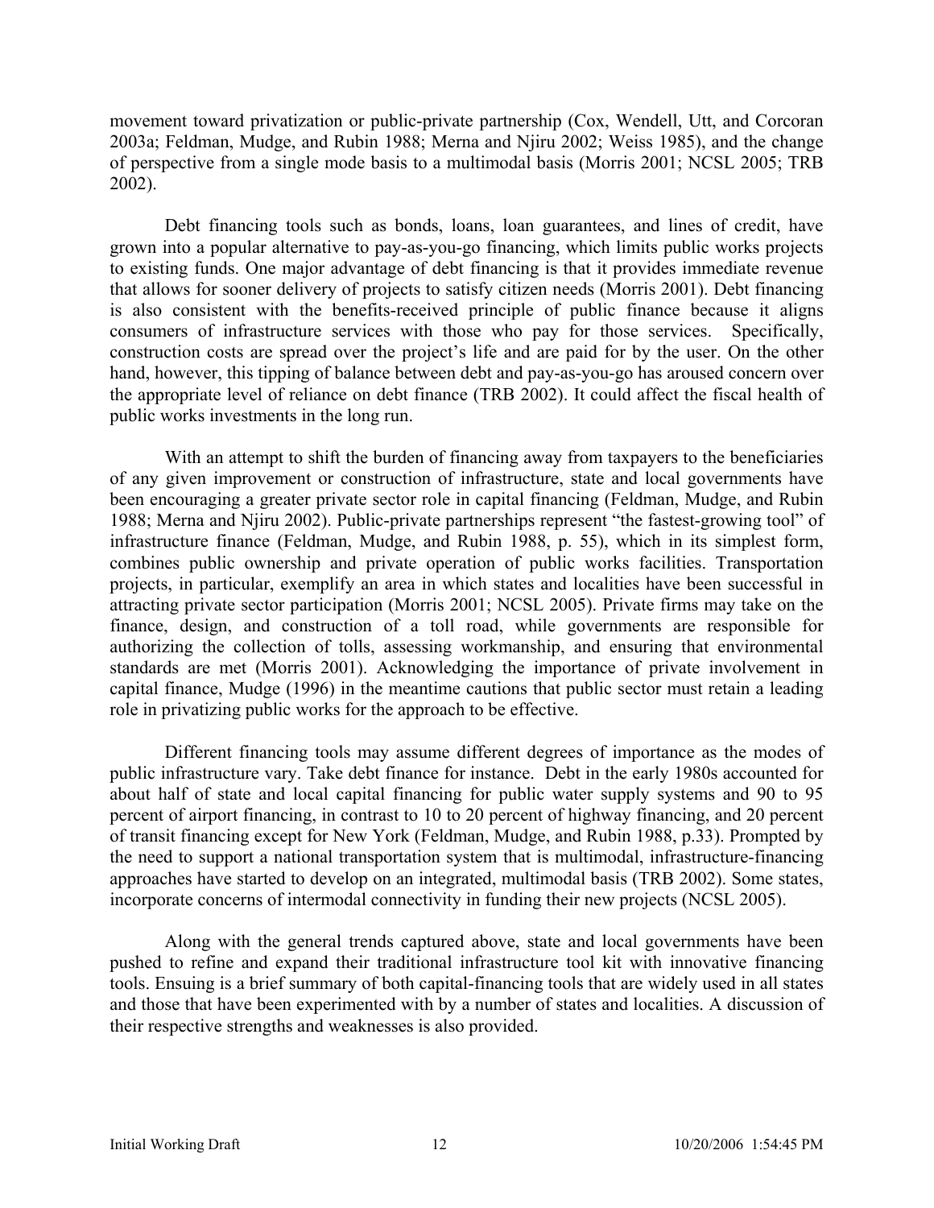movement toward privatization or public-private partnership (Cox, Wendell, Utt, and Corcoran 2003a; Feldman, Mudge, and Rubin 1988; Merna and Njiru 2002; Weiss 1985), and the change of perspective from a single mode basis to a multimodal basis (Morris 2001; NCSL 2005; TRB 2002).

Debt financing tools such as bonds, loans, loan guarantees, and lines of credit, have grown into a popular alternative to pay-as-you-go financing, which limits public works projects to existing funds. One major advantage of debt financing is that it provides immediate revenue that allows for sooner delivery of projects to satisfy citizen needs (Morris 2001). Debt financing is also consistent with the benefits-received principle of public finance because it aligns consumers of infrastructure services with those who pay for those services. Specifically, construction costs are spread over the project's life and are paid for by the user. On the other hand, however, this tipping of balance between debt and pay-as-you-go has aroused concern over the appropriate level of reliance on debt finance (TRB 2002). It could affect the fiscal health of public works investments in the long run.

With an attempt to shift the burden of financing away from taxpayers to the beneficiaries of any given improvement or construction of infrastructure, state and local governments have been encouraging a greater private sector role in capital financing (Feldman, Mudge, and Rubin 1988; Merna and Njiru 2002). Public-private partnerships represent "the fastest-growing tool" of infrastructure finance (Feldman, Mudge, and Rubin 1988, p. 55), which in its simplest form, combines public ownership and private operation of public works facilities. Transportation projects, in particular, exemplify an area in which states and localities have been successful in attracting private sector participation (Morris 2001; NCSL 2005). Private firms may take on the finance, design, and construction of a toll road, while governments are responsible for authorizing the collection of tolls, assessing workmanship, and ensuring that environmental standards are met (Morris 2001). Acknowledging the importance of private involvement in capital finance, Mudge (1996) in the meantime cautions that public sector must retain a leading role in privatizing public works for the approach to be effective.

Different financing tools may assume different degrees of importance as the modes of public infrastructure vary. Take debt finance for instance. Debt in the early 1980s accounted for about half of state and local capital financing for public water supply systems and 90 to 95 percent of airport financing, in contrast to 10 to 20 percent of highway financing, and 20 percent of transit financing except for New York (Feldman, Mudge, and Rubin 1988, p.33). Prompted by the need to support a national transportation system that is multimodal, infrastructure-financing approaches have started to develop on an integrated, multimodal basis (TRB 2002). Some states, incorporate concerns of intermodal connectivity in funding their new projects (NCSL 2005).

Along with the general trends captured above, state and local governments have been pushed to refine and expand their traditional infrastructure tool kit with innovative financing tools. Ensuing is a brief summary of both capital-financing tools that are widely used in all states and those that have been experimented with by a number of states and localities. A discussion of their respective strengths and weaknesses is also provided.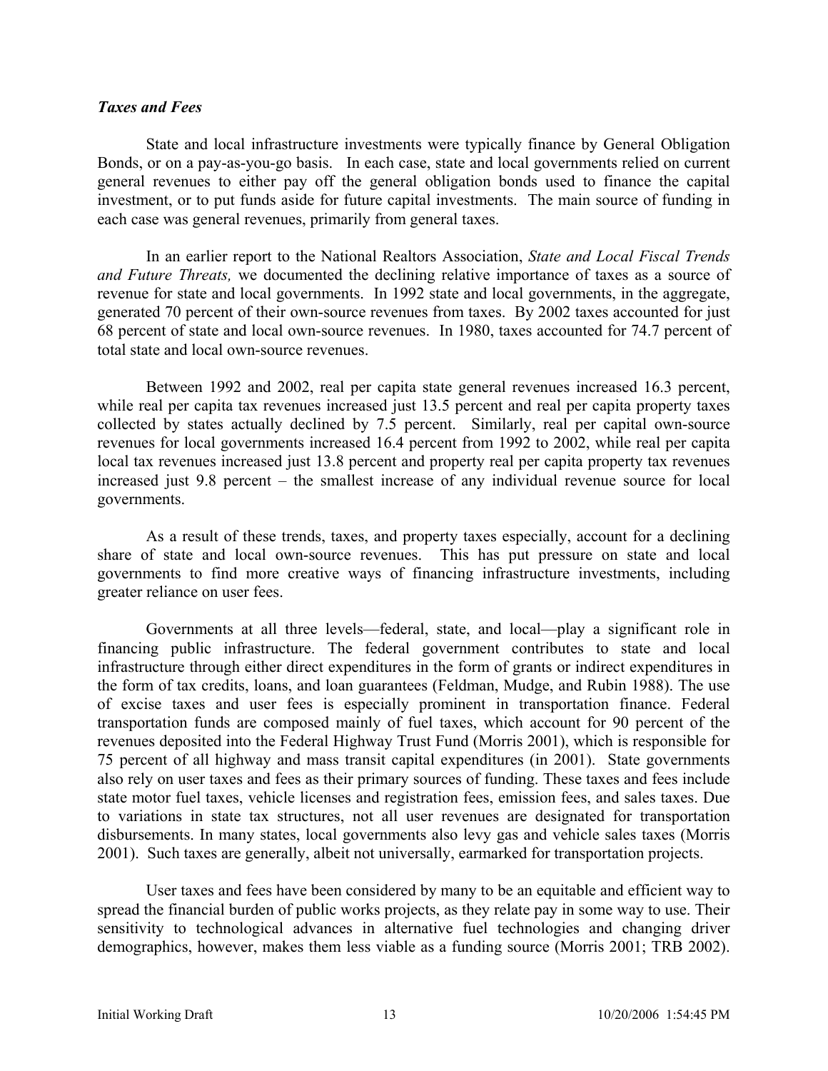### *Taxes and Fees*

State and local infrastructure investments were typically finance by General Obligation Bonds, or on a pay-as-you-go basis. In each case, state and local governments relied on current general revenues to either pay off the general obligation bonds used to finance the capital investment, or to put funds aside for future capital investments. The main source of funding in each case was general revenues, primarily from general taxes.

In an earlier report to the National Realtors Association, *State and Local Fiscal Trends and Future Threats,* we documented the declining relative importance of taxes as a source of revenue for state and local governments. In 1992 state and local governments, in the aggregate, generated 70 percent of their own-source revenues from taxes. By 2002 taxes accounted for just 68 percent of state and local own-source revenues. In 1980, taxes accounted for 74.7 percent of total state and local own-source revenues.

Between 1992 and 2002, real per capita state general revenues increased 16.3 percent, while real per capita tax revenues increased just 13.5 percent and real per capita property taxes collected by states actually declined by 7.5 percent. Similarly, real per capital own-source revenues for local governments increased 16.4 percent from 1992 to 2002, while real per capita local tax revenues increased just 13.8 percent and property real per capita property tax revenues increased just 9.8 percent – the smallest increase of any individual revenue source for local governments.

As a result of these trends, taxes, and property taxes especially, account for a declining share of state and local own-source revenues. This has put pressure on state and local governments to find more creative ways of financing infrastructure investments, including greater reliance on user fees.

Governments at all three levels—federal, state, and local—play a significant role in financing public infrastructure. The federal government contributes to state and local infrastructure through either direct expenditures in the form of grants or indirect expenditures in the form of tax credits, loans, and loan guarantees (Feldman, Mudge, and Rubin 1988). The use of excise taxes and user fees is especially prominent in transportation finance. Federal transportation funds are composed mainly of fuel taxes, which account for 90 percent of the revenues deposited into the Federal Highway Trust Fund (Morris 2001), which is responsible for 75 percent of all highway and mass transit capital expenditures (in 2001). State governments also rely on user taxes and fees as their primary sources of funding. These taxes and fees include state motor fuel taxes, vehicle licenses and registration fees, emission fees, and sales taxes. Due to variations in state tax structures, not all user revenues are designated for transportation disbursements. In many states, local governments also levy gas and vehicle sales taxes (Morris 2001). Such taxes are generally, albeit not universally, earmarked for transportation projects.

User taxes and fees have been considered by many to be an equitable and efficient way to spread the financial burden of public works projects, as they relate pay in some way to use. Their sensitivity to technological advances in alternative fuel technologies and changing driver demographics, however, makes them less viable as a funding source (Morris 2001; TRB 2002).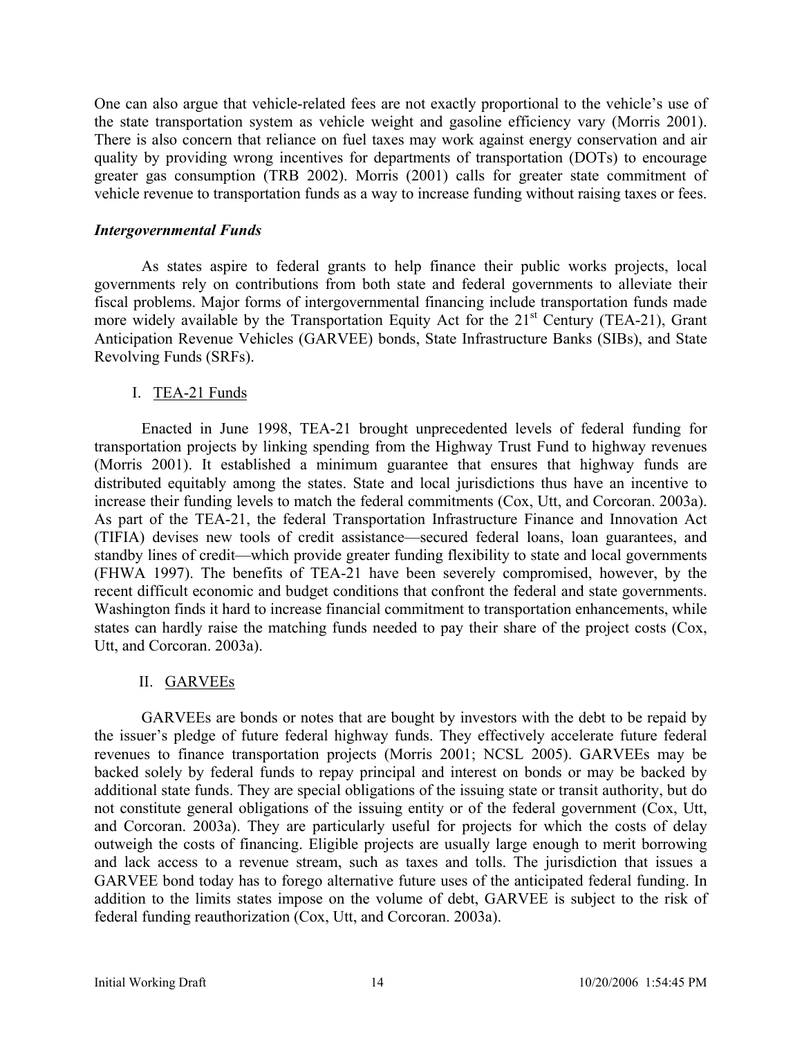One can also argue that vehicle-related fees are not exactly proportional to the vehicle's use of the state transportation system as vehicle weight and gasoline efficiency vary (Morris 2001). There is also concern that reliance on fuel taxes may work against energy conservation and air quality by providing wrong incentives for departments of transportation (DOTs) to encourage greater gas consumption (TRB 2002). Morris (2001) calls for greater state commitment of vehicle revenue to transportation funds as a way to increase funding without raising taxes or fees.

### *Intergovernmental Funds*

As states aspire to federal grants to help finance their public works projects, local governments rely on contributions from both state and federal governments to alleviate their fiscal problems. Major forms of intergovernmental financing include transportation funds made more widely available by the Transportation Equity Act for the 21st Century (TEA-21), Grant Anticipation Revenue Vehicles (GARVEE) bonds, State Infrastructure Banks (SIBs), and State Revolving Funds (SRFs).

I. <u>TEA-21 Funds</u>

Enacted in June 1998, TEA-21 brought unprecedented levels of federal funding for transportation projects by linking spending from the Highway Trust Fund to highway revenues (Morris 2001). It established a minimum guarantee that ensures that highway funds are distributed equitably among the states. State and local jurisdictions thus have an incentive to increase their funding levels to match the federal commitments (Cox, Utt, and Corcoran. 2003a). As part of the TEA-21, the federal Transportation Infrastructure Finance and Innovation Act (TIFIA) devises new tools of credit assistance—secured federal loans, loan guarantees, and standby lines of credit—which provide greater funding flexibility to state and local governments (FHWA 1997). The benefits of TEA-21 have been severely compromised, however, by the recent difficult economic and budget conditions that confront the federal and state governments. Washington finds it hard to increase financial commitment to transportation enhancements, while states can hardly raise the matching funds needed to pay their share of the project costs (Cox, Utt, and Corcoran. 2003a).

II. <u>GARVEEs</u>

GARVEEs are bonds or notes that are bought by investors with the debt to be repaid by the issuer's pledge of future federal highway funds. They effectively accelerate future federal revenues to finance transportation projects (Morris 2001; NCSL 2005). GARVEEs may be backed solely by federal funds to repay principal and interest on bonds or may be backed by additional state funds. They are special obligations of the issuing state or transit authority, but do not constitute general obligations of the issuing entity or of the federal government (Cox, Utt, and Corcoran. 2003a). They are particularly useful for projects for which the costs of delay outweigh the costs of financing. Eligible projects are usually large enough to merit borrowing and lack access to a revenue stream, such as taxes and tolls. The jurisdiction that issues a GARVEE bond today has to forego alternative future uses of the anticipated federal funding. In addition to the limits states impose on the volume of debt, GARVEE is subject to the risk of federal funding reauthorization (Cox, Utt, and Corcoran. 2003a).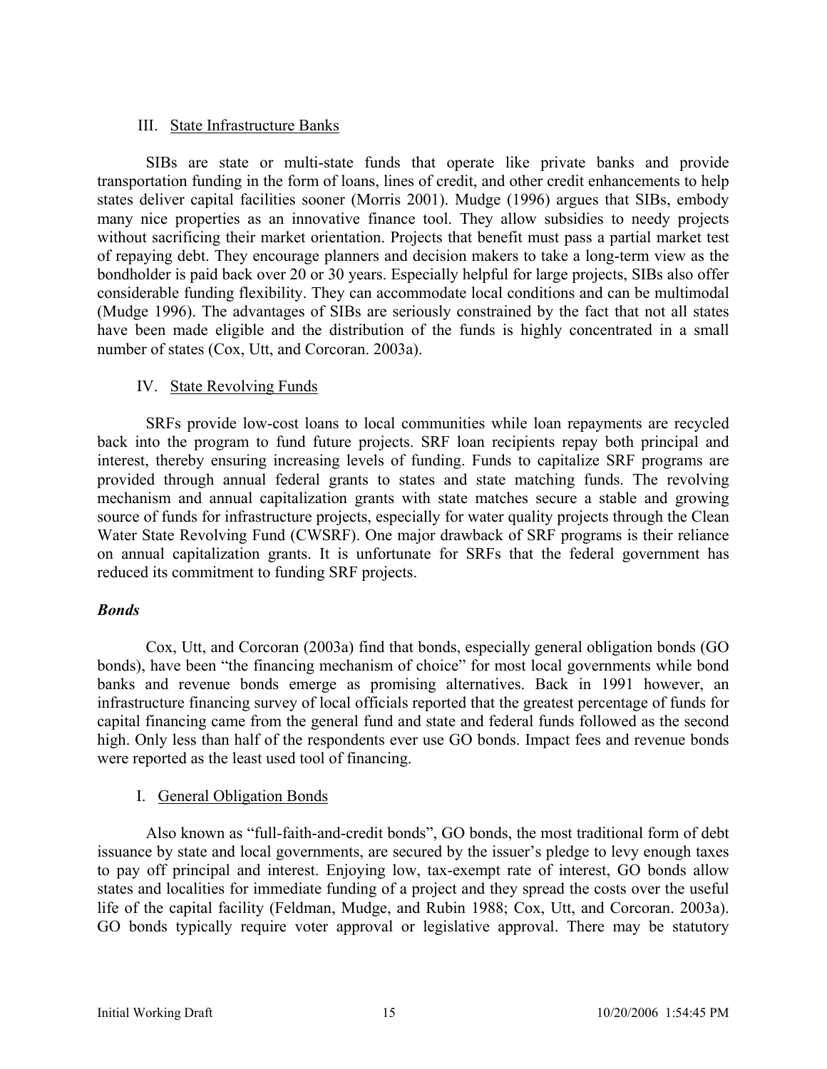### III. State Infrastructure Banks

SIBs are state or multi-state funds that operate like private banks and provide transportation funding in the form of loans, lines of credit, and other credit enhancements to help states deliver capital facilities sooner (Morris 2001). Mudge (1996) argues that SIBs, embody many nice properties as an innovative finance tool. They allow subsidies to needy projects without sacrificing their market orientation. Projects that benefit must pass a partial market test of repaying debt. They encourage planners and decision makers to take a long-term view as the bondholder is paid back over 20 or 30 years. Especially helpful for large projects, SIBs also offer considerable funding flexibility. They can accommodate local conditions and can be multimodal (Mudge 1996). The advantages of SIBs are seriously constrained by the fact that not all states have been made eligible and the distribution of the funds is highly concentrated in a small number of states (Cox, Utt, and Corcoran. 2003a).

### IV. State Revolving Funds

SRFs provide low-cost loans to local communities while loan repayments are recycled back into the program to fund future projects. SRF loan recipients repay both principal and interest, thereby ensuring increasing levels of funding. Funds to capitalize SRF programs are provided through annual federal grants to states and state matching funds. The revolving mechanism and annual capitalization grants with state matches secure a stable and growing source of funds for infrastructure projects, especially for water quality projects through the Clean Water State Revolving Fund (CWSRF). One major drawback of SRF programs is their reliance on annual capitalization grants. It is unfortunate for SRFs that the federal government has reduced its commitment to funding SRF projects.

## *Bonds*

Cox, Utt, and Corcoran (2003a) find that bonds, especially general obligation bonds (GO bonds), have been "the financing mechanism of choice" for most local governments while bond banks and revenue bonds emerge as promising alternatives. Back in 1991 however, an infrastructure financing survey of local officials reported that the greatest percentage of funds for capital financing came from the general fund and state and federal funds followed as the second high. Only less than half of the respondents ever use GO bonds. Impact fees and revenue bonds were reported as the least used tool of financing.

### I. General Obligation Bonds

Also known as "full-faith-and-credit bonds", GO bonds, the most traditional form of debt issuance by state and local governments, are secured by the issuer's pledge to levy enough taxes to pay off principal and interest. Enjoying low, tax-exempt rate of interest, GO bonds allow states and localities for immediate funding of a project and they spread the costs over the useful life of the capital facility (Feldman, Mudge, and Rubin 1988; Cox, Utt, and Corcoran. 2003a). GO bonds typically require voter approval or legislative approval. There may be statutory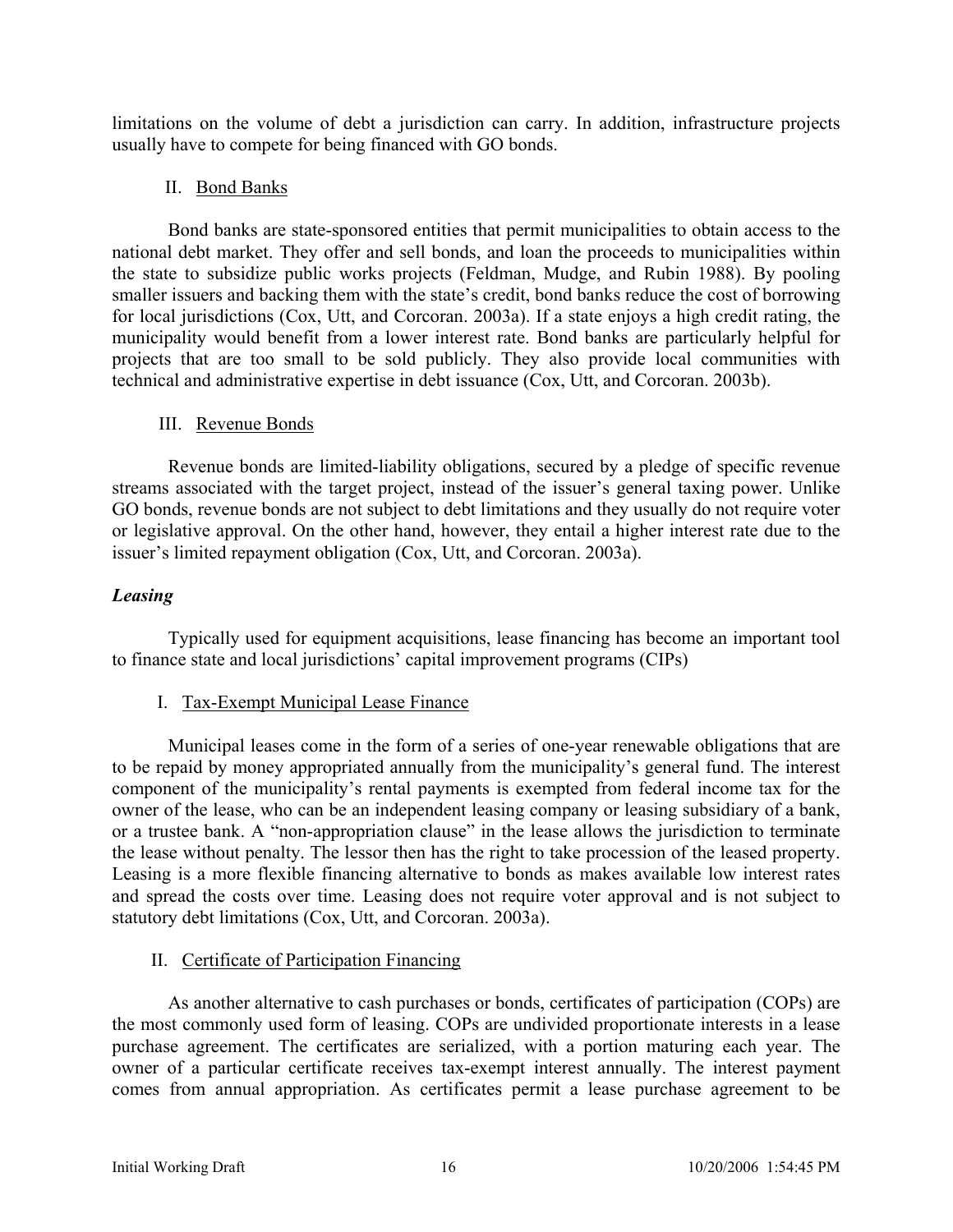limitations on the volume of debt a jurisdiction can carry. In addition, infrastructure projects usually have to compete for being financed with GO bonds.

II. Bond Banks

Bond banks are state-sponsored entities that permit municipalities to obtain access to the national debt market. They offer and sell bonds, and loan the proceeds to municipalities within the state to subsidize public works projects (Feldman, Mudge, and Rubin 1988). By pooling smaller issuers and backing them with the state's credit, bond banks reduce the cost of borrowing for local jurisdictions (Cox, Utt, and Corcoran. 2003a). If a state enjoys a high credit rating, the municipality would benefit from a lower interest rate. Bond banks are particularly helpful for projects that are too small to be sold publicly. They also provide local communities with technical and administrative expertise in debt issuance (Cox, Utt, and Corcoran. 2003b).

III. Revenue Bonds

Revenue bonds are limited-liability obligations, secured by a pledge of specific revenue streams associated with the target project, instead of the issuer's general taxing power. Unlike GO bonds, revenue bonds are not subject to debt limitations and they usually do not require voter or legislative approval. On the other hand, however, they entail a higher interest rate due to the issuer's limited repayment obligation (Cox, Utt, and Corcoran. 2003a).

### *Leasing*

Typically used for equipment acquisitions, lease financing has become an important tool to finance state and local jurisdictions' capital improvement programs (CIPs)

I. Tax-Exempt Municipal Lease Finance

Municipal leases come in the form of a series of one-year renewable obligations that are to be repaid by money appropriated annually from the municipality's general fund. The interest component of the municipality's rental payments is exempted from federal income tax for the owner of the lease, who can be an independent leasing company or leasing subsidiary of a bank, or a trustee bank. A "non-appropriation clause" in the lease allows the jurisdiction to terminate the lease without penalty. The lessor then has the right to take procession of the leased property. Leasing is a more flexible financing alternative to bonds as makes available low interest rates and spread the costs over time. Leasing does not require voter approval and is not subject to statutory debt limitations (Cox, Utt, and Corcoran. 2003a).

II. Certificate of Participation Financing

As another alternative to cash purchases or bonds, certificates of participation (COPs) are the most commonly used form of leasing. COPs are undivided proportionate interests in a lease purchase agreement. The certificates are serialized, with a portion maturing each year. The owner of a particular certificate receives tax-exempt interest annually. The interest payment comes from annual appropriation. As certificates permit a lease purchase agreement to be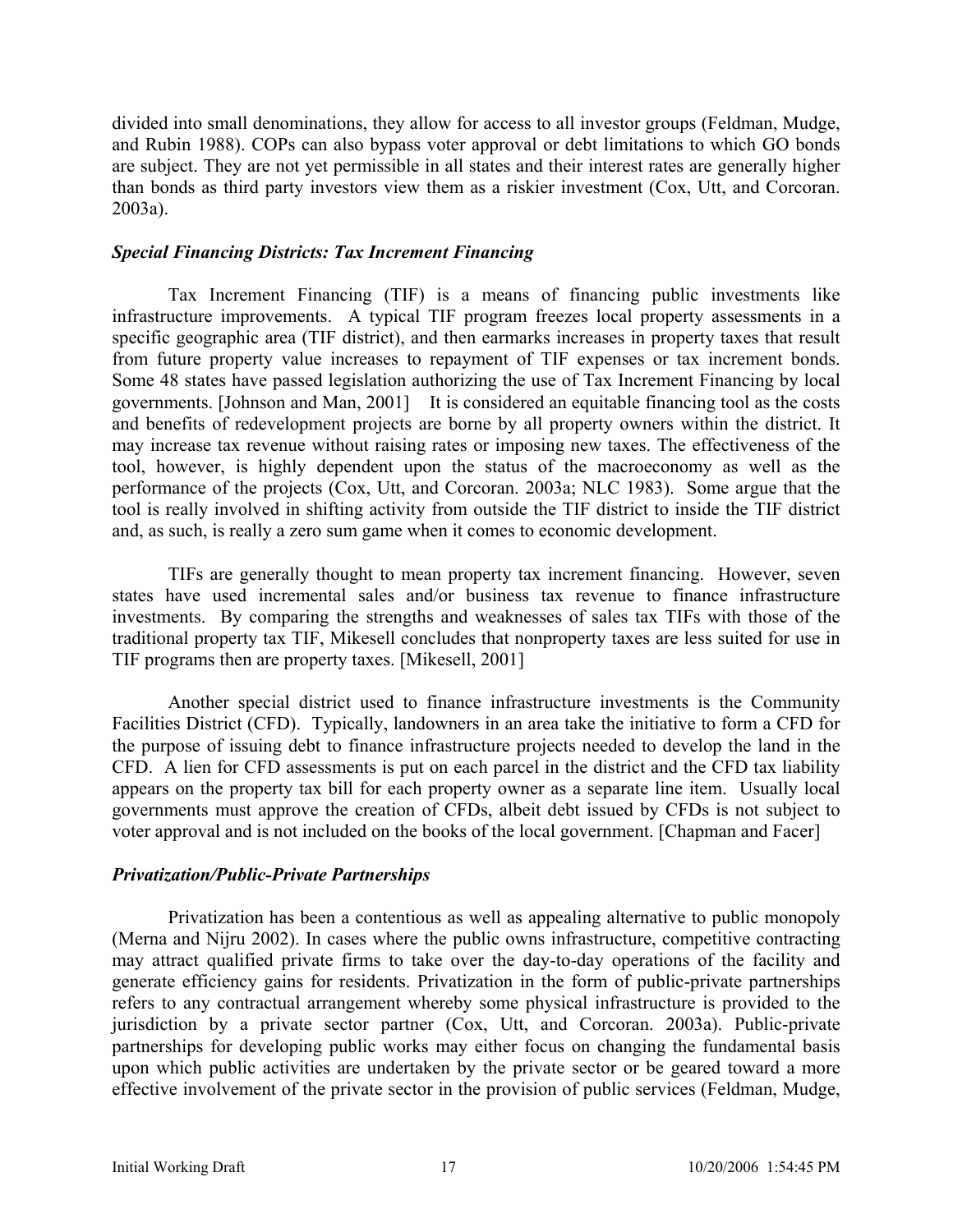divided into small denominations, they allow for access to all investor groups (Feldman, Mudge, and Rubin 1988). COPs can also bypass voter approval or debt limitations to which GO bonds are subject. They are not yet permissible in all states and their interest rates are generally higher than bonds as third party investors view them as a riskier investment (Cox, Utt, and Corcoran. 2003a).

### *Special Financing Districts: Tax Increment Financing*

Tax Increment Financing (TIF) is a means of financing public investments like infrastructure improvements. A typical TIF program freezes local property assessments in a specific geographic area (TIF district), and then earmarks increases in property taxes that result from future property value increases to repayment of TIF expenses or tax increment bonds. Some 48 states have passed legislation authorizing the use of Tax Increment Financing by local governments. [Johnson and Man, 2001] It is considered an equitable financing tool as the costs and benefits of redevelopment projects are borne by all property owners within the district. It may increase tax revenue without raising rates or imposing new taxes. The effectiveness of the tool, however, is highly dependent upon the status of the macroeconomy as well as the performance of the projects (Cox, Utt, and Corcoran. 2003a; NLC 1983). Some argue that the tool is really involved in shifting activity from outside the TIF district to inside the TIF district and, as such, is really a zero sum game when it comes to economic development.

TIFs are generally thought to mean property tax increment financing. However, seven states have used incremental sales and/or business tax revenue to finance infrastructure investments. By comparing the strengths and weaknesses of sales tax TIFs with those of the traditional property tax TIF, Mikesell concludes that nonproperty taxes are less suited for use in TIF programs then are property taxes. [Mikesell, 2001]

Another special district used to finance infrastructure investments is the Community Facilities District (CFD). Typically, landowners in an area take the initiative to form a CFD for the purpose of issuing debt to finance infrastructure projects needed to develop the land in the CFD. A lien for CFD assessments is put on each parcel in the district and the CFD tax liability appears on the property tax bill for each property owner as a separate line item. Usually local governments must approve the creation of CFDs, albeit debt issued by CFDs is not subject to voter approval and is not included on the books of the local government. [Chapman and Facer]

### *Privatization/Public-Private Partnerships*

Privatization has been a contentious as well as appealing alternative to public monopoly (Merna and Nijru 2002). In cases where the public owns infrastructure, competitive contracting may attract qualified private firms to take over the day-to-day operations of the facility and generate efficiency gains for residents. Privatization in the form of public-private partnerships refers to any contractual arrangement whereby some physical infrastructure is provided to the jurisdiction by a private sector partner (Cox, Utt, and Corcoran. 2003a). Public-private partnerships for developing public works may either focus on changing the fundamental basis upon which public activities are undertaken by the private sector or be geared toward a more effective involvement of the private sector in the provision of public services (Feldman, Mudge,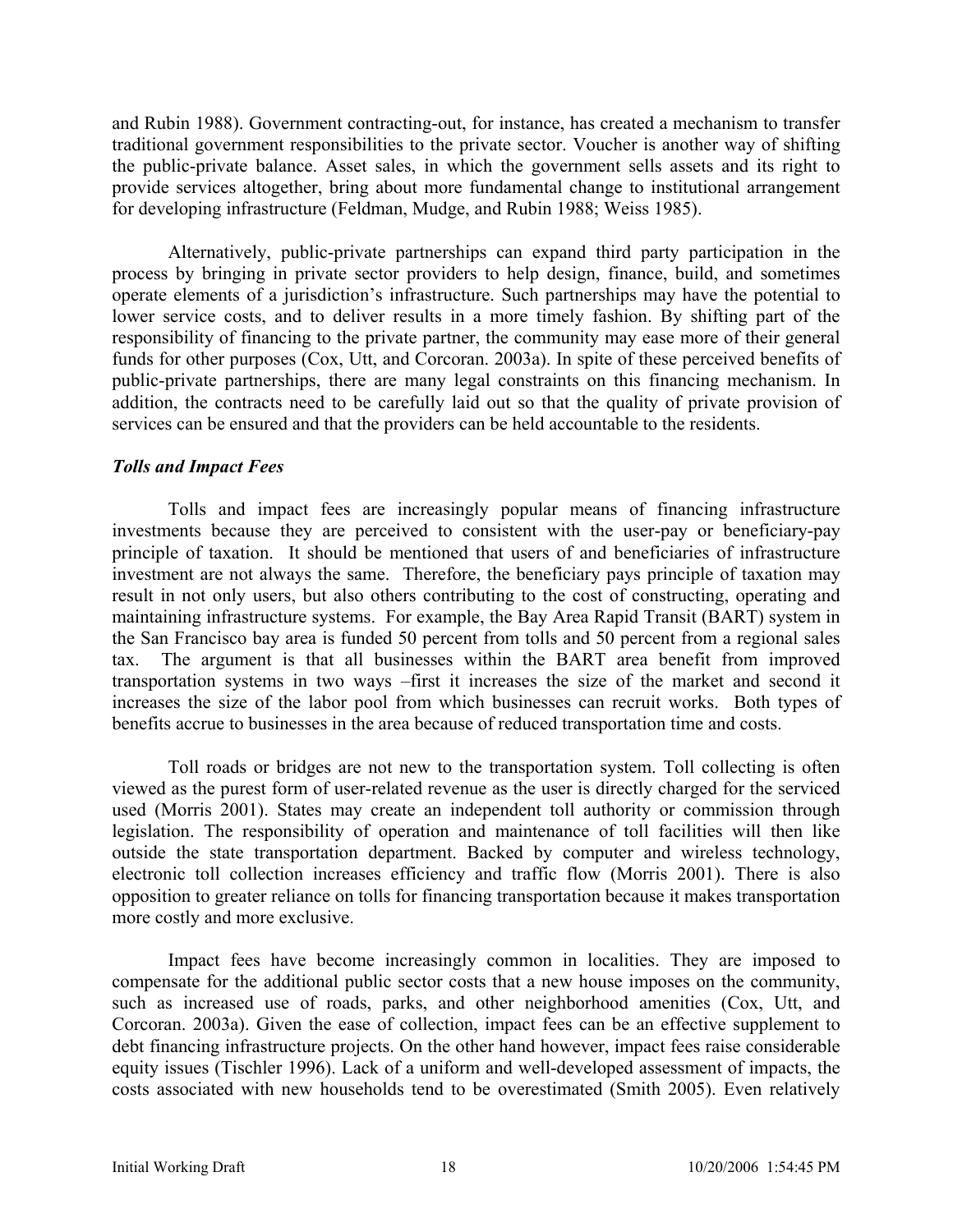and Rubin 1988). Government contracting-out, for instance, has created a mechanism to transfer traditional government responsibilities to the private sector. Voucher is another way of shifting the public-private balance. Asset sales, in which the government sells assets and its right to provide services altogether, bring about more fundamental change to institutional arrangement for developing infrastructure (Feldman, Mudge, and Rubin 1988; Weiss 1985).

Alternatively, public-private partnerships can expand third party participation in the process by bringing in private sector providers to help design, finance, build, and sometimes operate elements of a jurisdiction's infrastructure. Such partnerships may have the potential to lower service costs, and to deliver results in a more timely fashion. By shifting part of the responsibility of financing to the private partner, the community may ease more of their general funds for other purposes (Cox, Utt, and Corcoran. 2003a). In spite of these perceived benefits of public-private partnerships, there are many legal constraints on this financing mechanism. In addition, the contracts need to be carefully laid out so that the quality of private provision of services can be ensured and that the providers can be held accountable to the residents.

### *Tolls and Impact Fees*

Tolls and impact fees are increasingly popular means of financing infrastructure investments because they are perceived to consistent with the user-pay or beneficiary-pay principle of taxation. It should be mentioned that users of and beneficiaries of infrastructure investment are not always the same. Therefore, the beneficiary pays principle of taxation may result in not only users, but also others contributing to the cost of constructing, operating and maintaining infrastructure systems. For example, the Bay Area Rapid Transit (BART) system in the San Francisco bay area is funded 50 percent from tolls and 50 percent from a regional sales tax. The argument is that all businesses within the BART area benefit from improved transportation systems in two ways –first it increases the size of the market and second it increases the size of the labor pool from which businesses can recruit works. Both types of benefits accrue to businesses in the area because of reduced transportation time and costs.

Toll roads or bridges are not new to the transportation system. Toll collecting is often viewed as the purest form of user-related revenue as the user is directly charged for the serviced used (Morris 2001). States may create an independent toll authority or commission through legislation. The responsibility of operation and maintenance of toll facilities will then like outside the state transportation department. Backed by computer and wireless technology, electronic toll collection increases efficiency and traffic flow (Morris 2001). There is also opposition to greater reliance on tolls for financing transportation because it makes transportation more costly and more exclusive.

Impact fees have become increasingly common in localities. They are imposed to compensate for the additional public sector costs that a new house imposes on the community, such as increased use of roads, parks, and other neighborhood amenities (Cox, Utt, and Corcoran. 2003a). Given the ease of collection, impact fees can be an effective supplement to debt financing infrastructure projects. On the other hand however, impact fees raise considerable equity issues (Tischler 1996). Lack of a uniform and well-developed assessment of impacts, the costs associated with new households tend to be overestimated (Smith 2005). Even relatively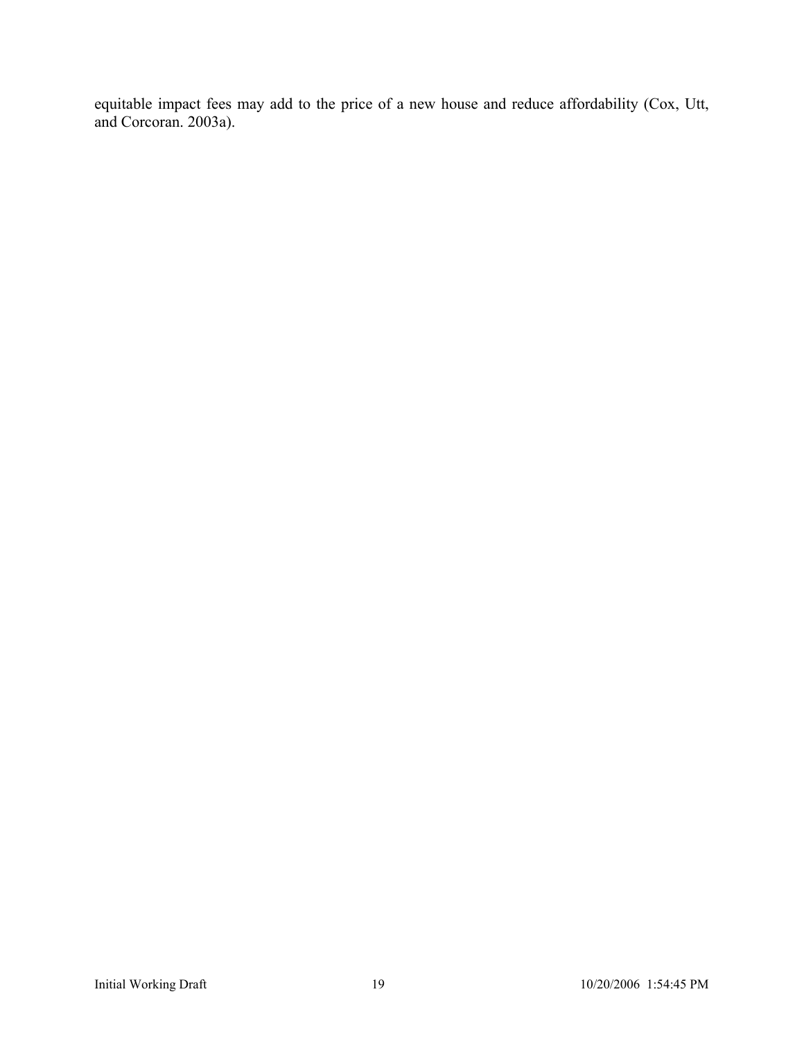equitable impact fees may add to the price of a new house and reduce affordability (Cox, Utt, and Corcoran. 2003a).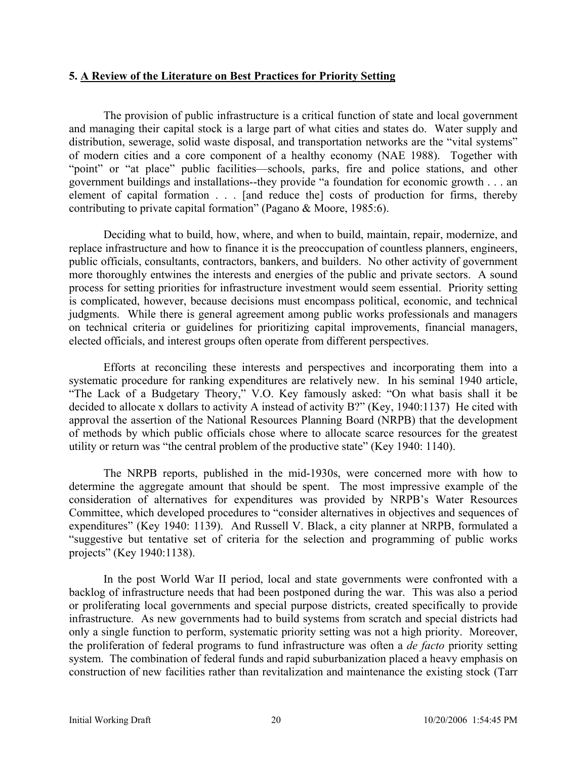## 5. A Review of the Literature on Best Practices for Priority Setting

The provision of public infrastructure is a critical function of state and local government and managing their capital stock is a large part of what cities and states do. Water supply and distribution, sewerage, solid waste disposal, and transportation networks are the "vital systems" of modern cities and a core component of a healthy economy (NAE 1988). Together with "point" or "at place" public facilities—schools, parks, fire and police stations, and other government buildings and installations--they provide "a foundation for economic growth . . . an element of capital formation . . . [and reduce the] costs of production for firms, thereby contributing to private capital formation" (Pagano & Moore, 1985:6).

Deciding what to build, how, where, and when to build, maintain, repair, modernize, and replace infrastructure and how to finance it is the preoccupation of countless planners, engineers, public officials, consultants, contractors, bankers, and builders. No other activity of government more thoroughly entwines the interests and energies of the public and private sectors. A sound process for setting priorities for infrastructure investment would seem essential. Priority setting is complicated, however, because decisions must encompass political, economic, and technical judgments. While there is general agreement among public works professionals and managers on technical criteria or guidelines for prioritizing capital improvements, financial managers, elected officials, and interest groups often operate from different perspectives.

Efforts at reconciling these interests and perspectives and incorporating them into a systematic procedure for ranking expenditures are relatively new. In his seminal 1940 article, "The Lack of a Budgetary Theory," V.O. Key famously asked: "On what basis shall it be decided to allocate x dollars to activity A instead of activity B?" (Key, 1940:1137) He cited with approval the assertion of the National Resources Planning Board (NRPB) that the development of methods by which public officials chose where to allocate scarce resources for the greatest utility or return was "the central problem of the productive state" (Key 1940: 1140).

The NRPB reports, published in the mid-1930s, were concerned more with how to determine the aggregate amount that should be spent. The most impressive example of the consideration of alternatives for expenditures was provided by NRPB's Water Resources Committee, which developed procedures to "consider alternatives in objectives and sequences of expenditures" (Key 1940: 1139). And Russell V. Black, a city planner at NRPB, formulated a "suggestive but tentative set of criteria for the selection and programming of public works projects" (Key 1940:1138).

In the post World War II period, local and state governments were confronted with a backlog of infrastructure needs that had been postponed during the war. This was also a period or proliferating local governments and special purpose districts, created specifically to provide infrastructure. As new governments had to build systems from scratch and special districts had only a single function to perform, systematic priority setting was not a high priority. Moreover, the proliferation of federal programs to fund infrastructure was often a *de facto* priority setting system. The combination of federal funds and rapid suburbanization placed a heavy emphasis on construction of new facilities rather than revitalization and maintenance the existing stock (Tarr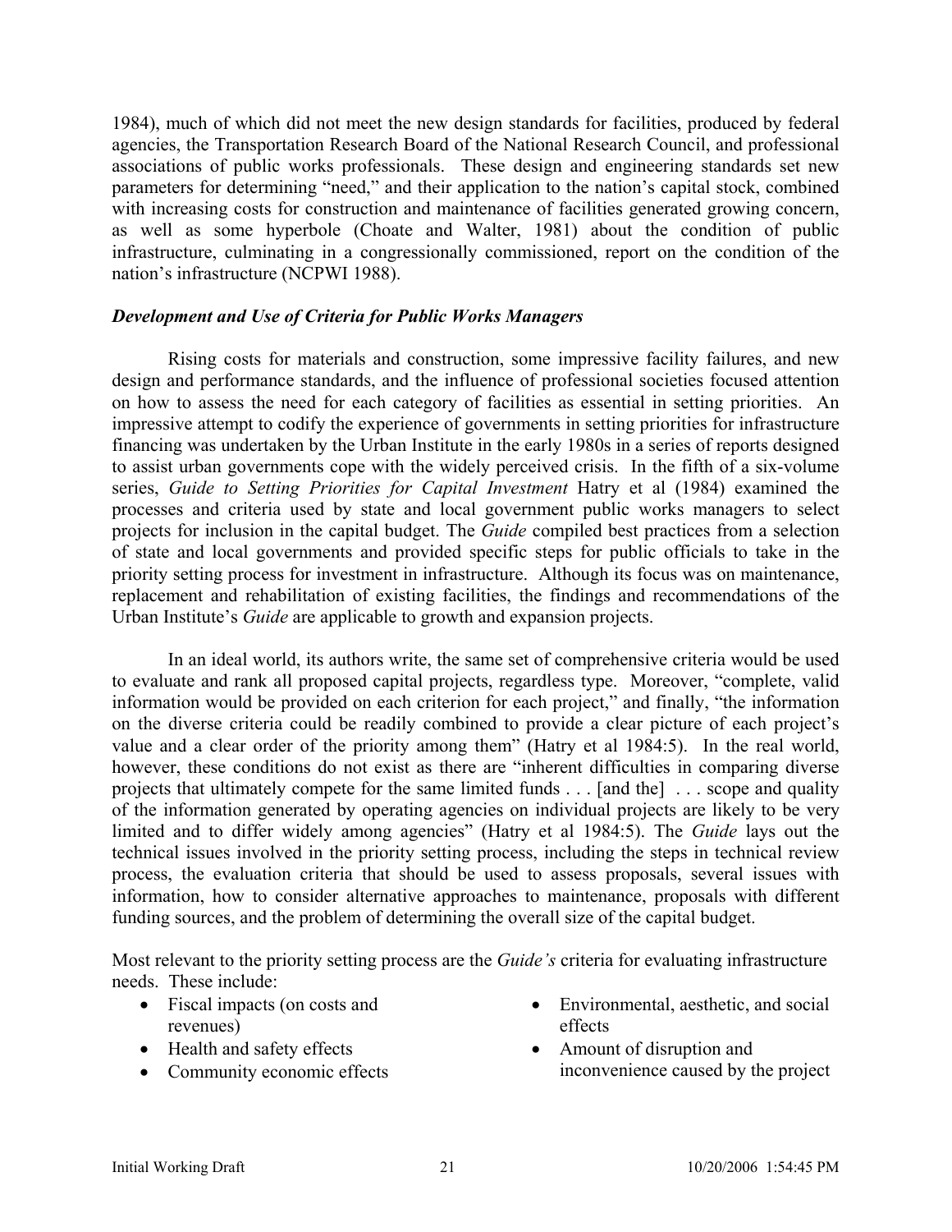1984), much of which did not meet the new design standards for facilities, produced by federal agencies, the Transportation Research Board of the National Research Council, and professional associations of public works professionals. These design and engineering standards set new parameters for determining "need," and their application to the nation's capital stock, combined with increasing costs for construction and maintenance of facilities generated growing concern, as well as some hyperbole (Choate and Walter, 1981) about the condition of public infrastructure, culminating in a congressionally commissioned, report on the condition of the nation's infrastructure (NCPWI 1988).

### *Development and Use of Criteria for Public Works Managers*

Rising costs for materials and construction, some impressive facility failures, and new design and performance standards, and the influence of professional societies focused attention on how to assess the need for each category of facilities as essential in setting priorities. An impressive attempt to codify the experience of governments in setting priorities for infrastructure financing was undertaken by the Urban Institute in the early 1980s in a series of reports designed to assist urban governments cope with the widely perceived crisis. In the fifth of a six-volume series, *Guide to Setting Priorities for Capital Investment* Hatry et al (1984) examined the processes and criteria used by state and local government public works managers to select projects for inclusion in the capital budget. The *Guide* compiled best practices from a selection of state and local governments and provided specific steps for public officials to take in the priority setting process for investment in infrastructure. Although its focus was on maintenance, replacement and rehabilitation of existing facilities, the findings and recommendations of the Urban Institute's *Guide* are applicable to growth and expansion projects.

In an ideal world, its authors write, the same set of comprehensive criteria would be used to evaluate and rank all proposed capital projects, regardless type. Moreover, "complete, valid information would be provided on each criterion for each project," and finally, "the information on the diverse criteria could be readily combined to provide a clear picture of each project's value and a clear order of the priority among them" (Hatry et al 1984:5). In the real world, however, these conditions do not exist as there are "inherent difficulties in comparing diverse projects that ultimately compete for the same limited funds . . . [and the] . . . scope and quality of the information generated by operating agencies on individual projects are likely to be very limited and to differ widely among agencies" (Hatry et al 1984:5). The *Guide* lays out the technical issues involved in the priority setting process, including the steps in technical review process, the evaluation criteria that should be used to assess proposals, several issues with information, how to consider alternative approaches to maintenance, proposals with different funding sources, and the problem of determining the overall size of the capital budget.

Most relevant to the priority setting process are the *Guide's* criteria for evaluating infrastructure needs. These include:

- Fiscal impacts (on costs and revenues)
- Health and safety effects
- Community economic effects
- Environmental, aesthetic, and social effects
- Amount of disruption and inconvenience caused by the project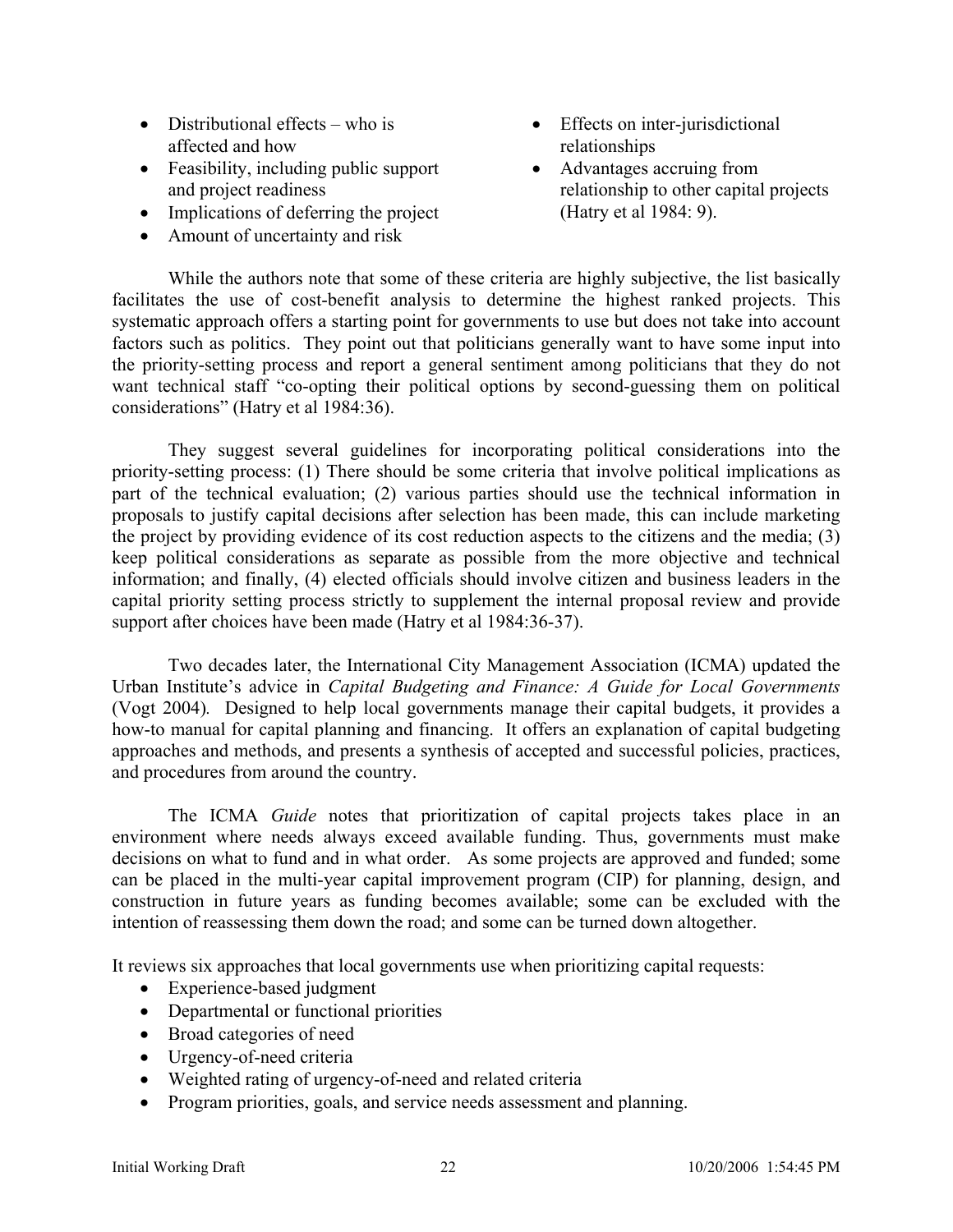- Distributional effects – who is affected and how
- Feasibility, including public support and project readiness
- Implications of deferring the project
- Amount of uncertainty and risk
- Effects on inter-jurisdictional relationships
- Advantages accruing from relationship to other capital projects (Hatry et al 1984: 9).

While the authors note that some of these criteria are highly subjective, the list basically facilitates the use of cost-benefit analysis to determine the highest ranked projects. This systematic approach offers a starting point for governments to use but does not take into account factors such as politics. They point out that politicians generally want to have some input into the priority-setting process and report a general sentiment among politicians that they do not want technical staff "co-opting their political options by second-guessing them on political considerations" (Hatry et al 1984:36).

They suggest several guidelines for incorporating political considerations into the priority-setting process: (1) There should be some criteria that involve political implications as part of the technical evaluation; (2) various parties should use the technical information in proposals to justify capital decisions after selection has been made, this can include marketing the project by providing evidence of its cost reduction aspects to the citizens and the media; (3) keep political considerations as separate as possible from the more objective and technical information; and finally, (4) elected officials should involve citizen and business leaders in the capital priority setting process strictly to supplement the internal proposal review and provide support after choices have been made (Hatry et al 1984:36-37).

Two decades later, the International City Management Association (ICMA) updated the Urban Institute's advice in *Capital Budgeting and Finance: A Guide for Local Governments* (Vogt 2004). Designed to help local governments manage their capital budgets, it provides a how-to manual for capital planning and financing. It offers an explanation of capital budgeting approaches and methods, and presents a synthesis of accepted and successful policies, practices, and procedures from around the country.

The ICMA *Guide* notes that prioritization of capital projects takes place in an environment where needs always exceed available funding. Thus, governments must make decisions on what to fund and in what order. As some projects are approved and funded; some can be placed in the multi-year capital improvement program (CIP) for planning, design, and construction in future years as funding becomes available; some can be excluded with the intention of reassessing them down the road; and some can be turned down altogether.

It reviews six approaches that local governments use when prioritizing capital requests:

- Experience-based judgment
- Departmental or functional priorities
- Broad categories of need
- Urgency-of-need criteria
- Weighted rating of urgency-of-need and related criteria
- Program priorities, goals, and service needs assessment and planning.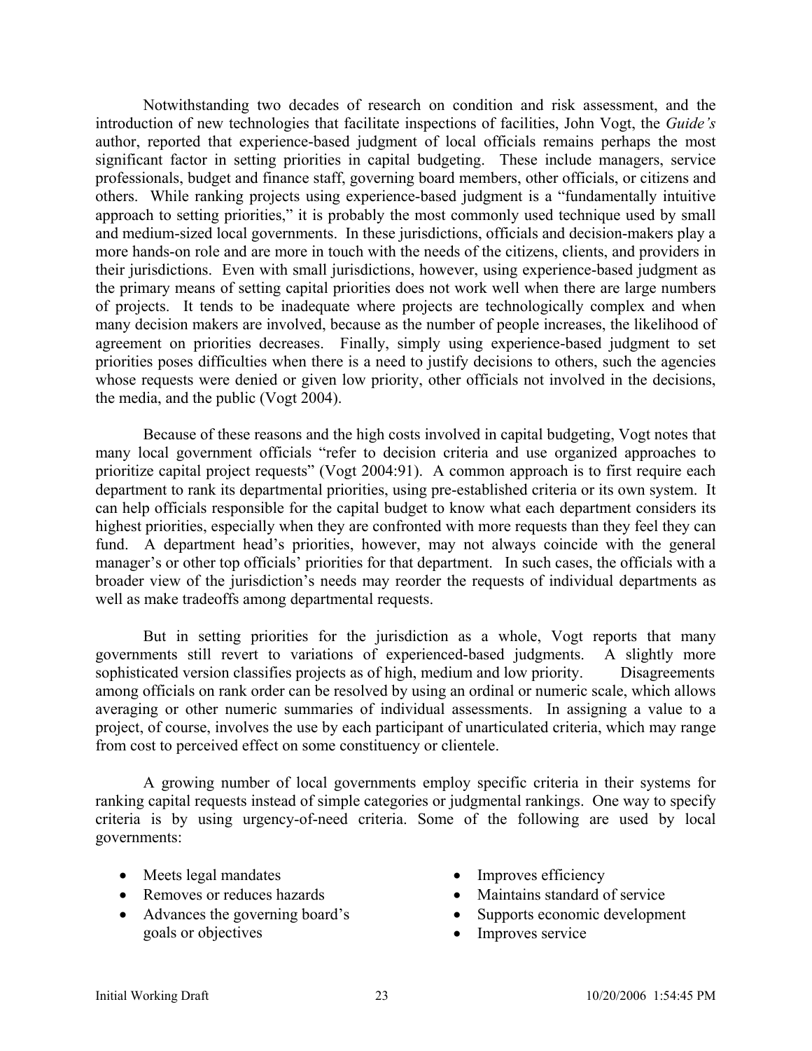Notwithstanding two decades of research on condition and risk assessment, and the introduction of new technologies that facilitate inspections of facilities, John Vogt, the *Guide's* author, reported that experience-based judgment of local officials remains perhaps the most significant factor in setting priorities in capital budgeting. These include managers, service professionals, budget and finance staff, governing board members, other officials, or citizens and others. While ranking projects using experience-based judgment is a "fundamentally intuitive approach to setting priorities," it is probably the most commonly used technique used by small and medium-sized local governments. In these jurisdictions, officials and decision-makers play a more hands-on role and are more in touch with the needs of the citizens, clients, and providers in their jurisdictions. Even with small jurisdictions, however, using experience-based judgment as the primary means of setting capital priorities does not work well when there are large numbers of projects. It tends to be inadequate where projects are technologically complex and when many decision makers are involved, because as the number of people increases, the likelihood of agreement on priorities decreases. Finally, simply using experience-based judgment to set priorities poses difficulties when there is a need to justify decisions to others, such the agencies whose requests were denied or given low priority, other officials not involved in the decisions, the media, and the public (Vogt 2004).

Because of these reasons and the high costs involved in capital budgeting, Vogt notes that many local government officials "refer to decision criteria and use organized approaches to prioritize capital project requests" (Vogt 2004:91). A common approach is to first require each department to rank its departmental priorities, using pre-established criteria or its own system. It can help officials responsible for the capital budget to know what each department considers its highest priorities, especially when they are confronted with more requests than they feel they can fund. A department head's priorities, however, may not always coincide with the general manager's or other top officials' priorities for that department. In such cases, the officials with a broader view of the jurisdiction's needs may reorder the requests of individual departments as well as make tradeoffs among departmental requests.

But in setting priorities for the jurisdiction as a whole, Vogt reports that many governments still revert to variations of experienced-based judgments. A slightly more sophisticated version classifies projects as of high, medium and low priority. Disagreements among officials on rank order can be resolved by using an ordinal or numeric scale, which allows averaging or other numeric summaries of individual assessments. In assigning a value to a project, of course, involves the use by each participant of unarticulated criteria, which may range from cost to perceived effect on some constituency or clientele.

A growing number of local governments employ specific criteria in their systems for ranking capital requests instead of simple categories or judgmental rankings. One way to specify criteria is by using urgency-of-need criteria. Some of the following are used by local governments:

- Meets legal mandates
- Removes or reduces hazards
- Advances the governing board's goals or objectives
- Improves efficiency
- Maintains standard of service
- Supports economic development
- Improves service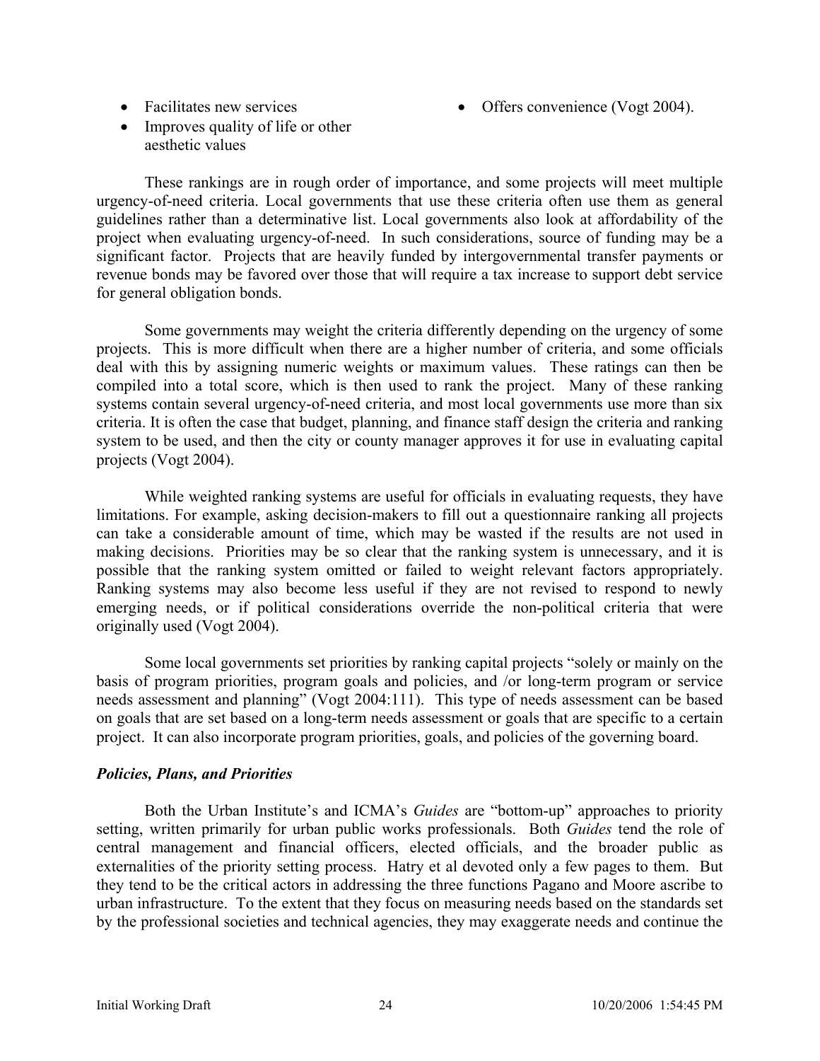- Facilitates new services
- Improves quality of life or other aesthetic values
- Offers convenience (Vogt 2004).

These rankings are in rough order of importance, and some projects will meet multiple urgency-of-need criteria. Local governments that use these criteria often use them as general guidelines rather than a determinative list. Local governments also look at affordability of the project when evaluating urgency-of-need. In such considerations, source of funding may be a significant factor. Projects that are heavily funded by intergovernmental transfer payments or revenue bonds may be favored over those that will require a tax increase to support debt service for general obligation bonds.

Some governments may weight the criteria differently depending on the urgency of some projects. This is more difficult when there are a higher number of criteria, and some officials deal with this by assigning numeric weights or maximum values. These ratings can then be compiled into a total score, which is then used to rank the project. Many of these ranking systems contain several urgency-of-need criteria, and most local governments use more than six criteria. It is often the case that budget, planning, and finance staff design the criteria and ranking system to be used, and then the city or county manager approves it for use in evaluating capital projects (Vogt 2004).

While weighted ranking systems are useful for officials in evaluating requests, they have limitations. For example, asking decision-makers to fill out a questionnaire ranking all projects can take a considerable amount of time, which may be wasted if the results are not used in making decisions. Priorities may be so clear that the ranking system is unnecessary, and it is possible that the ranking system omitted or failed to weight relevant factors appropriately. Ranking systems may also become less useful if they are not revised to respond to newly emerging needs, or if political considerations override the non-political criteria that were originally used (Vogt 2004).

Some local governments set priorities by ranking capital projects "solely or mainly on the basis of program priorities, program goals and policies, and /or long-term program or service needs assessment and planning" (Vogt 2004:111). This type of needs assessment can be based on goals that are set based on a long-term needs assessment or goals that are specific to a certain project. It can also incorporate program priorities, goals, and policies of the governing board.

### *Policies, Plans, and Priorities*

Both the Urban Institute's and ICMA's *Guides* are "bottom-up" approaches to priority setting, written primarily for urban public works professionals. Both *Guides* tend the role of central management and financial officers, elected officials, and the broader public as externalities of the priority setting process. Hatry et al devoted only a few pages to them. But they tend to be the critical actors in addressing the three functions Pagano and Moore ascribe to urban infrastructure. To the extent that they focus on measuring needs based on the standards set by the professional societies and technical agencies, they may exaggerate needs and continue the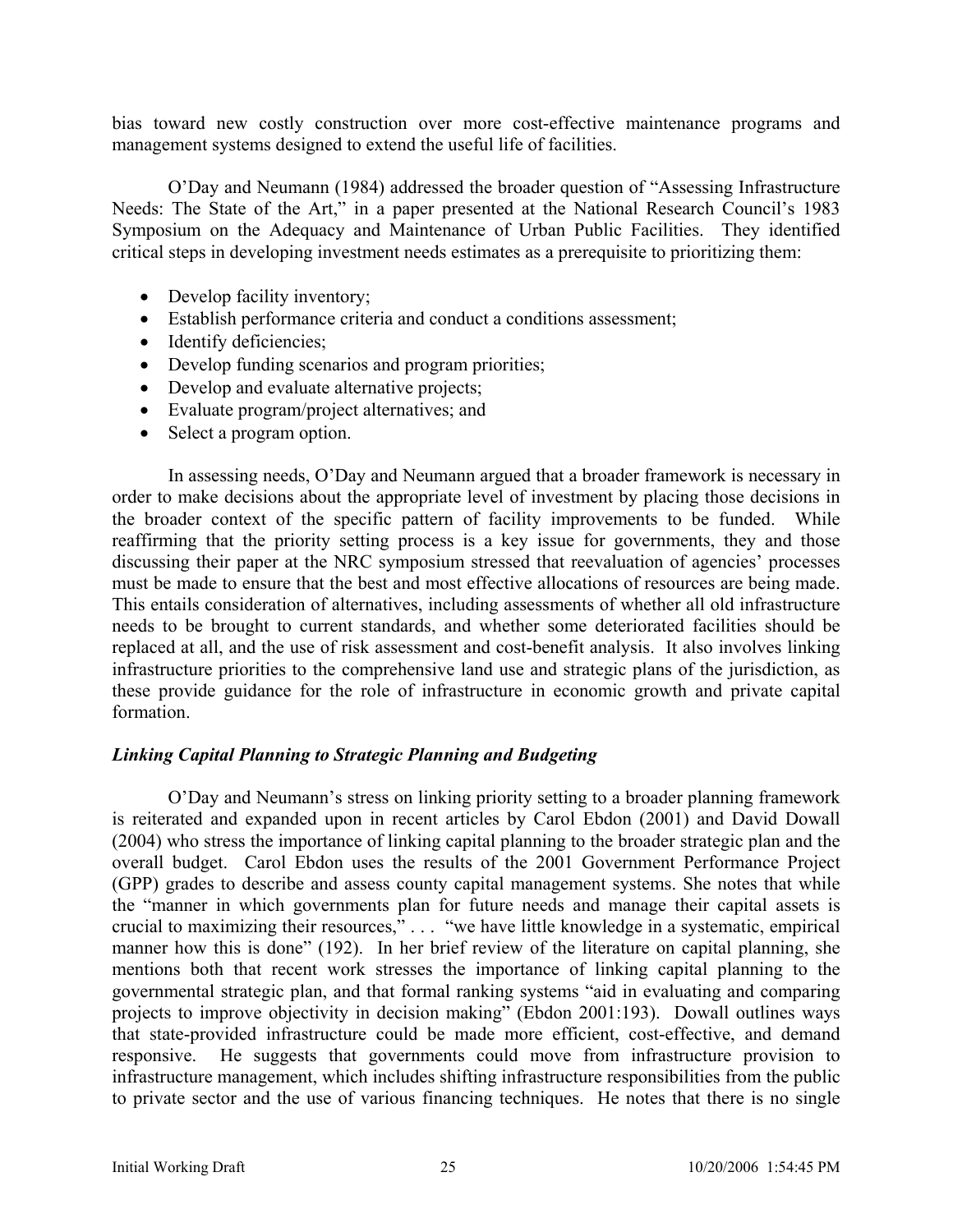bias toward new costly construction over more cost-effective maintenance programs and management systems designed to extend the useful life of facilities.

O'Day and Neumann (1984) addressed the broader question of "Assessing Infrastructure Needs: The State of the Art," in a paper presented at the National Research Council's 1983 Symposium on the Adequacy and Maintenance of Urban Public Facilities. They identified critical steps in developing investment needs estimates as a prerequisite to prioritizing them:

- Develop facility inventory;
- Establish performance criteria and conduct a conditions assessment;
- Identify deficiencies;
- Develop funding scenarios and program priorities;
- Develop and evaluate alternative projects;
- Evaluate program/project alternatives; and
- Select a program option.

In assessing needs, O'Day and Neumann argued that a broader framework is necessary in order to make decisions about the appropriate level of investment by placing those decisions in the broader context of the specific pattern of facility improvements to be funded. While reaffirming that the priority setting process is a key issue for governments, they and those discussing their paper at the NRC symposium stressed that reevaluation of agencies' processes must be made to ensure that the best and most effective allocations of resources are being made. This entails consideration of alternatives, including assessments of whether all old infrastructure needs to be brought to current standards, and whether some deteriorated facilities should be replaced at all, and the use of risk assessment and cost-benefit analysis. It also involves linking infrastructure priorities to the comprehensive land use and strategic plans of the jurisdiction, as these provide guidance for the role of infrastructure in economic growth and private capital formation.

### *Linking Capital Planning to Strategic Planning and Budgeting*

O'Day and Neumann's stress on linking priority setting to a broader planning framework is reiterated and expanded upon in recent articles by Carol Ebdon (2001) and David Dowall (2004) who stress the importance of linking capital planning to the broader strategic plan and the overall budget. Carol Ebdon uses the results of the 2001 Government Performance Project (GPP) grades to describe and assess county capital management systems. She notes that while the "manner in which governments plan for future needs and manage their capital assets is crucial to maximizing their resources," . . . "we have little knowledge in a systematic, empirical manner how this is done" (192). In her brief review of the literature on capital planning, she mentions both that recent work stresses the importance of linking capital planning to the governmental strategic plan, and that formal ranking systems "aid in evaluating and comparing projects to improve objectivity in decision making" (Ebdon 2001:193). Dowall outlines ways that state-provided infrastructure could be made more efficient, cost-effective, and demand responsive. He suggests that governments could move from infrastructure provision to infrastructure management, which includes shifting infrastructure responsibilities from the public to private sector and the use of various financing techniques. He notes that there is no single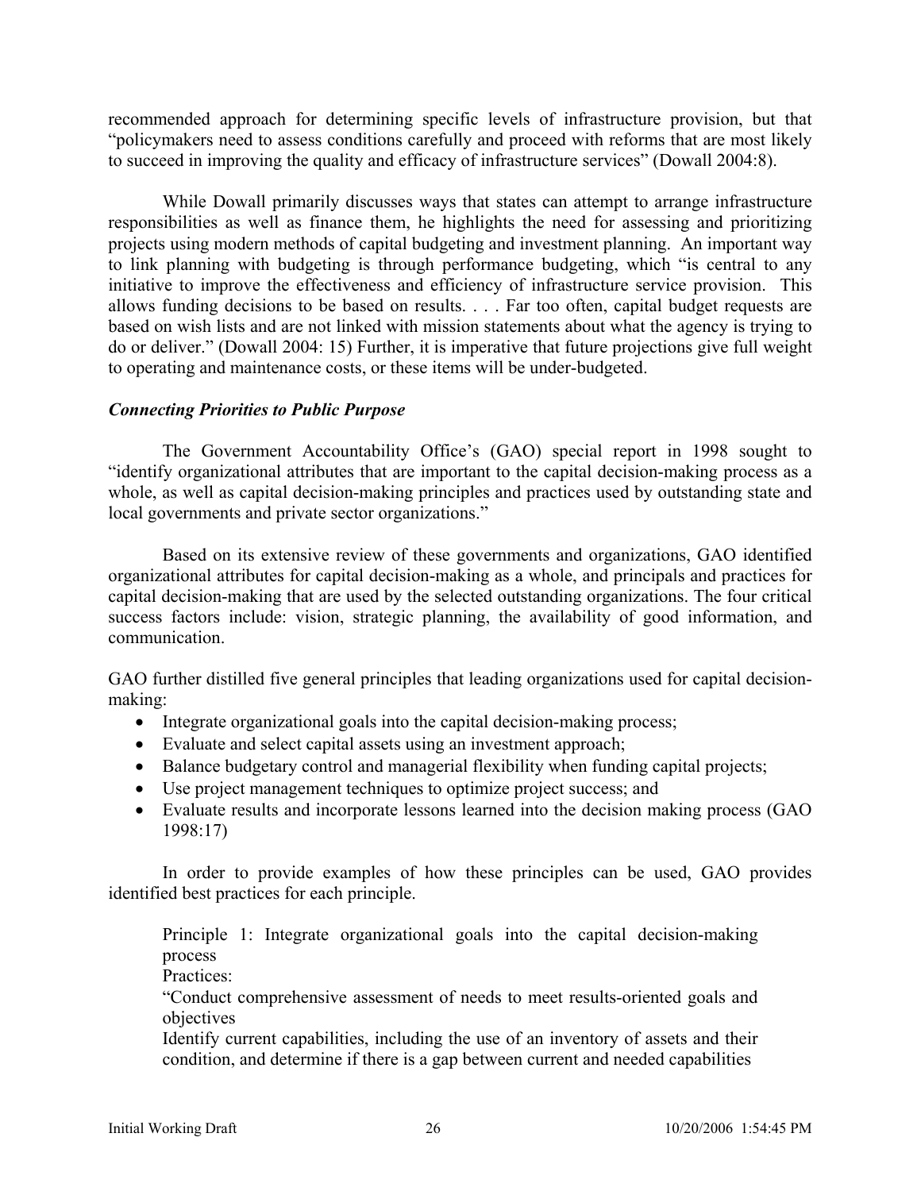recommended approach for determining specific levels of infrastructure provision, but that "policymakers need to assess conditions carefully and proceed with reforms that are most likely to succeed in improving the quality and efficacy of infrastructure services" (Dowall 2004:8).

While Dowall primarily discusses ways that states can attempt to arrange infrastructure responsibilities as well as finance them, he highlights the need for assessing and prioritizing projects using modern methods of capital budgeting and investment planning. An important way to link planning with budgeting is through performance budgeting, which "is central to any initiative to improve the effectiveness and efficiency of infrastructure service provision. This allows funding decisions to be based on results. . . . Far too often, capital budget requests are based on wish lists and are not linked with mission statements about what the agency is trying to do or deliver." (Dowall 2004: 15) Further, it is imperative that future projections give full weight to operating and maintenance costs, or these items will be under-budgeted.

### *Connecting Priorities to Public Purpose*

The Government Accountability Office's (GAO) special report in 1998 sought to "identify organizational attributes that are important to the capital decision-making process as a whole, as well as capital decision-making principles and practices used by outstanding state and local governments and private sector organizations."

Based on its extensive review of these governments and organizations, GAO identified organizational attributes for capital decision-making as a whole, and principals and practices for capital decision-making that are used by the selected outstanding organizations. The four critical success factors include: vision, strategic planning, the availability of good information, and communication.

GAO further distilled five general principles that leading organizations used for capital decision-making:

- Integrate organizational goals into the capital decision-making process;
- Evaluate and select capital assets using an investment approach;
- Balance budgetary control and managerial flexibility when funding capital projects;
- Use project management techniques to optimize project success; and
- Evaluate results and incorporate lessons learned into the decision making process (GAO 1998:17)

In order to provide examples of how these principles can be used, GAO provides identified best practices for each principle.

> Principle 1: Integrate organizational goals into the capital decision-making process
>
> Practices:
>
> "Conduct comprehensive assessment of needs to meet results-oriented goals and objectives
>
> Identify current capabilities, including the use of an inventory of assets and their condition, and determine if there is a gap between current and needed capabilities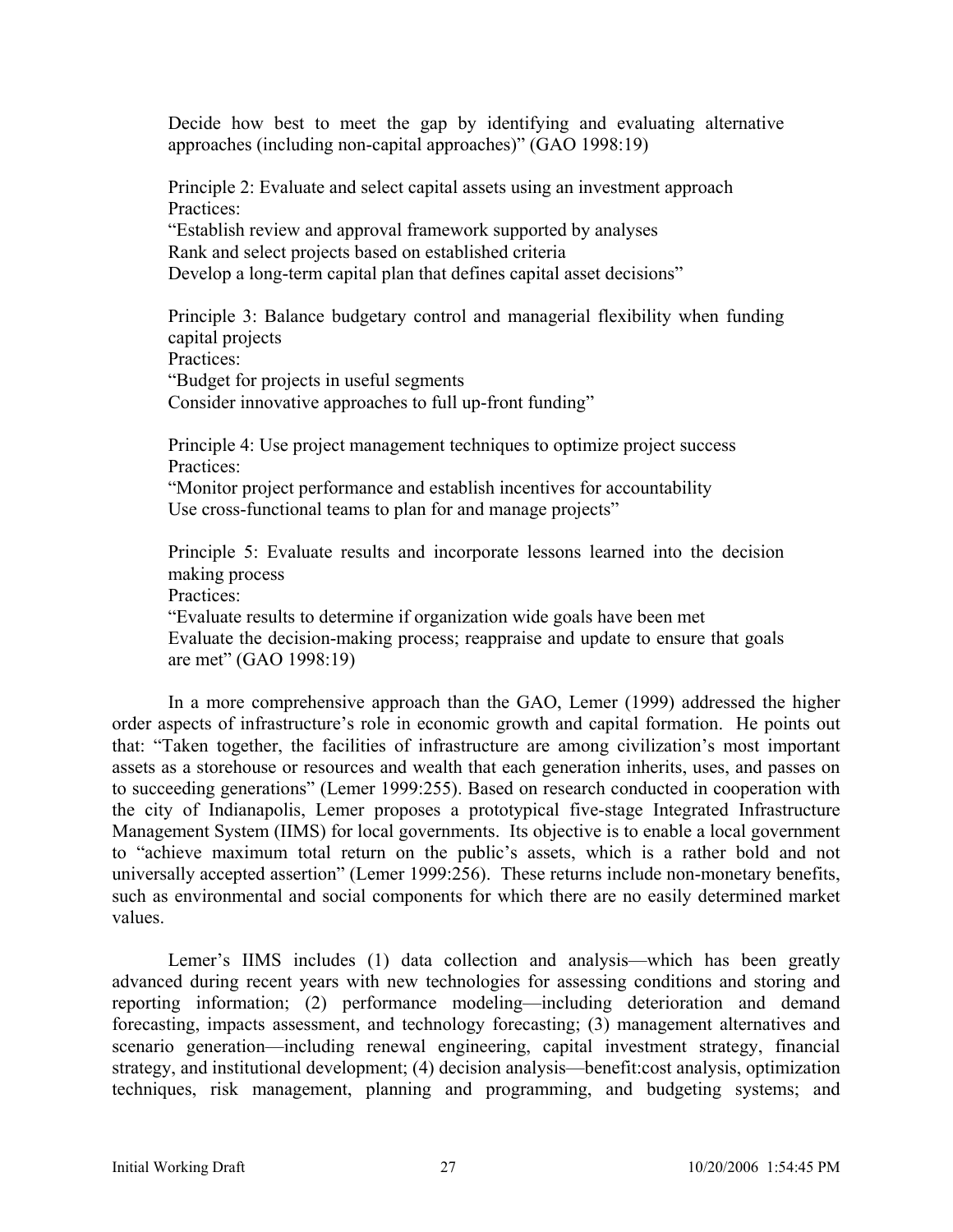Decide how best to meet the gap by identifying and evaluating alternative approaches (including non-capital approaches)" (GAO 1998:19)

Principle 2: Evaluate and select capital assets using an investment approach
Practices:
"Establish review and approval framework supported by analyses
Rank and select projects based on established criteria
Develop a long-term capital plan that defines capital asset decisions"

Principle 3: Balance budgetary control and managerial flexibility when funding capital projects
Practices:
"Budget for projects in useful segments
Consider innovative approaches to full up-front funding"

Principle 4: Use project management techniques to optimize project success
Practices:
"Monitor project performance and establish incentives for accountability
Use cross-functional teams to plan for and manage projects"

Principle 5: Evaluate results and incorporate lessons learned into the decision making process
Practices:
"Evaluate results to determine if organization wide goals have been met
Evaluate the decision-making process; reappraise and update to ensure that goals are met" (GAO 1998:19)

In a more comprehensive approach than the GAO, Lemer (1999) addressed the higher order aspects of infrastructure's role in economic growth and capital formation. He points out that: "Taken together, the facilities of infrastructure are among civilization's most important assets as a storehouse or resources and wealth that each generation inherits, uses, and passes on to succeeding generations" (Lemer 1999:255). Based on research conducted in cooperation with the city of Indianapolis, Lemer proposes a prototypical five-stage Integrated Infrastructure Management System (IIMS) for local governments. Its objective is to enable a local government to "achieve maximum total return on the public's assets, which is a rather bold and not universally accepted assertion" (Lemer 1999:256). These returns include non-monetary benefits, such as environmental and social components for which there are no easily determined market values.

Lemer's IIMS includes (1) data collection and analysis—which has been greatly advanced during recent years with new technologies for assessing conditions and storing and reporting information; (2) performance modeling—including deterioration and demand forecasting, impacts assessment, and technology forecasting; (3) management alternatives and scenario generation—including renewal engineering, capital investment strategy, financial strategy, and institutional development; (4) decision analysis—benefit:cost analysis, optimization techniques, risk management, planning and programming, and budgeting systems; and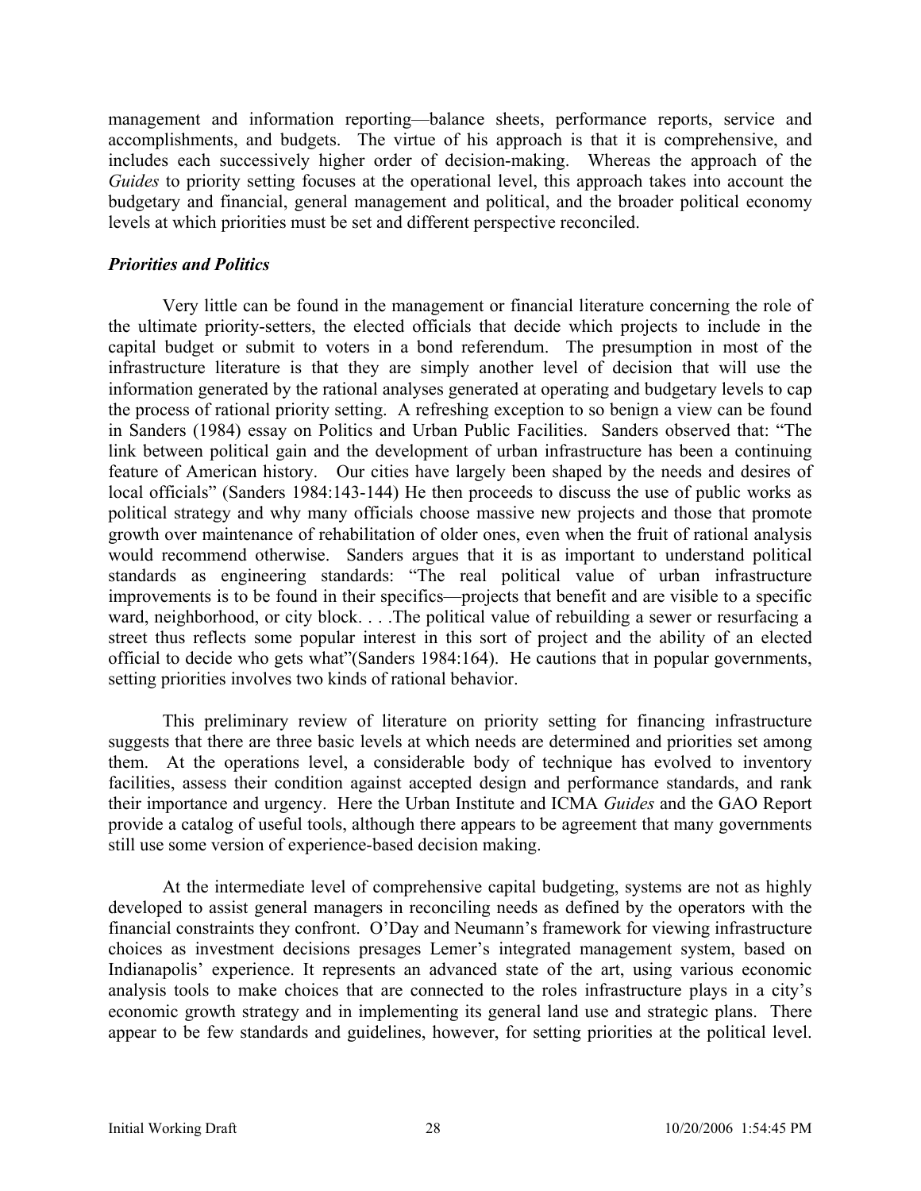management and information reporting—balance sheets, performance reports, service and accomplishments, and budgets. The virtue of his approach is that it is comprehensive, and includes each successively higher order of decision-making. Whereas the approach of the *Guides* to priority setting focuses at the operational level, this approach takes into account the budgetary and financial, general management and political, and the broader political economy levels at which priorities must be set and different perspective reconciled.

### *Priorities and Politics*

Very little can be found in the management or financial literature concerning the role of the ultimate priority-setters, the elected officials that decide which projects to include in the capital budget or submit to voters in a bond referendum. The presumption in most of the infrastructure literature is that they are simply another level of decision that will use the information generated by the rational analyses generated at operating and budgetary levels to cap the process of rational priority setting. A refreshing exception to so benign a view can be found in Sanders (1984) essay on Politics and Urban Public Facilities. Sanders observed that: "The link between political gain and the development of urban infrastructure has been a continuing feature of American history. Our cities have largely been shaped by the needs and desires of local officials" (Sanders 1984:143-144) He then proceeds to discuss the use of public works as political strategy and why many officials choose massive new projects and those that promote growth over maintenance of rehabilitation of older ones, even when the fruit of rational analysis would recommend otherwise. Sanders argues that it is as important to understand political standards as engineering standards: "The real political value of urban infrastructure improvements is to be found in their specifics—projects that benefit and are visible to a specific ward, neighborhood, or city block. . . .The political value of rebuilding a sewer or resurfacing a street thus reflects some popular interest in this sort of project and the ability of an elected official to decide who gets what"(Sanders 1984:164). He cautions that in popular governments, setting priorities involves two kinds of rational behavior.

This preliminary review of literature on priority setting for financing infrastructure suggests that there are three basic levels at which needs are determined and priorities set among them. At the operations level, a considerable body of technique has evolved to inventory facilities, assess their condition against accepted design and performance standards, and rank their importance and urgency. Here the Urban Institute and ICMA *Guides* and the GAO Report provide a catalog of useful tools, although there appears to be agreement that many governments still use some version of experience-based decision making.

At the intermediate level of comprehensive capital budgeting, systems are not as highly developed to assist general managers in reconciling needs as defined by the operators with the financial constraints they confront. O'Day and Neumann's framework for viewing infrastructure choices as investment decisions presages Lemer's integrated management system, based on Indianapolis' experience. It represents an advanced state of the art, using various economic analysis tools to make choices that are connected to the roles infrastructure plays in a city's economic growth strategy and in implementing its general land use and strategic plans. There appear to be few standards and guidelines, however, for setting priorities at the political level.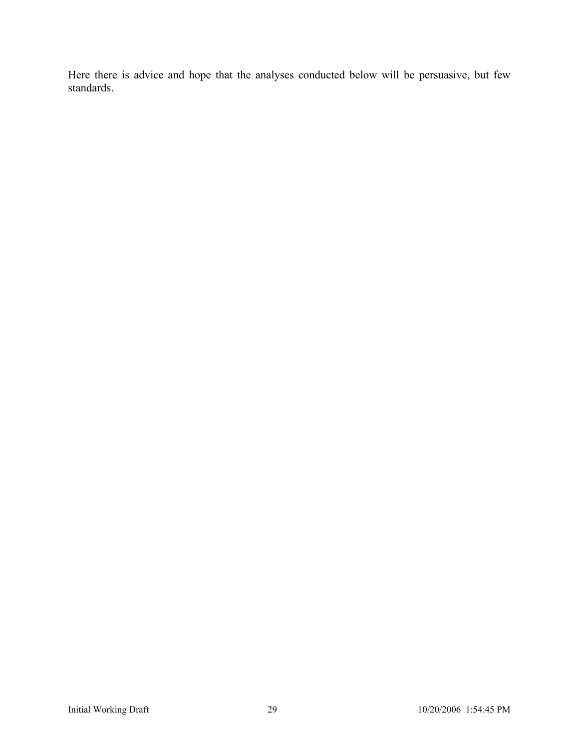Here there is advice and hope that the analyses conducted below will be persuasive, but few standards.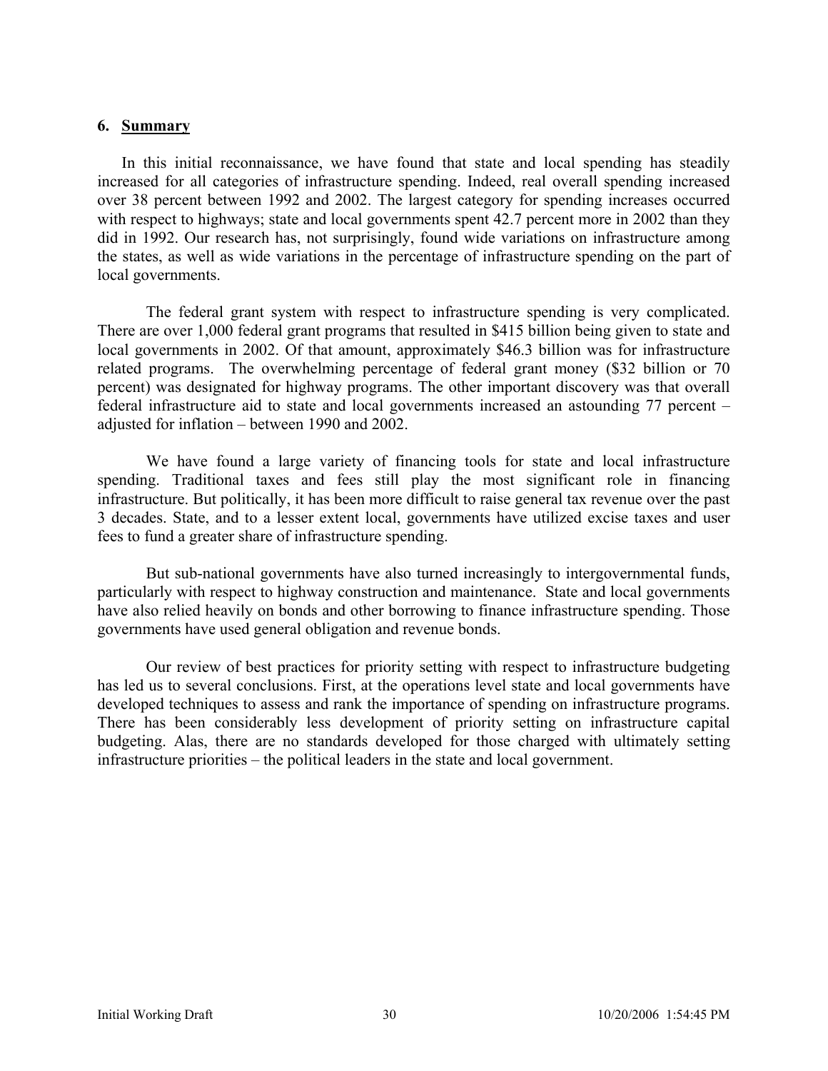## 6. Summary

In this initial reconnaissance, we have found that state and local spending has steadily increased for all categories of infrastructure spending. Indeed, real overall spending increased over 38 percent between 1992 and 2002. The largest category for spending increases occurred with respect to highways; state and local governments spent 42.7 percent more in 2002 than they did in 1992. Our research has, not surprisingly, found wide variations on infrastructure among the states, as well as wide variations in the percentage of infrastructure spending on the part of local governments.

The federal grant system with respect to infrastructure spending is very complicated. There are over 1,000 federal grant programs that resulted in $415 billion being given to state and local governments in 2002. Of that amount, approximately $46.3 billion was for infrastructure related programs. The overwhelming percentage of federal grant money ($32 billion or 70 percent) was designated for highway programs. The other important discovery was that overall federal infrastructure aid to state and local governments increased an astounding 77 percent – adjusted for inflation – between 1990 and 2002.

We have found a large variety of financing tools for state and local infrastructure spending. Traditional taxes and fees still play the most significant role in financing infrastructure. But politically, it has been more difficult to raise general tax revenue over the past 3 decades. State, and to a lesser extent local, governments have utilized excise taxes and user fees to fund a greater share of infrastructure spending.

But sub-national governments have also turned increasingly to intergovernmental funds, particularly with respect to highway construction and maintenance. State and local governments have also relied heavily on bonds and other borrowing to finance infrastructure spending. Those governments have used general obligation and revenue bonds.

Our review of best practices for priority setting with respect to infrastructure budgeting has led us to several conclusions. First, at the operations level state and local governments have developed techniques to assess and rank the importance of spending on infrastructure programs. There has been considerably less development of priority setting on infrastructure capital budgeting. Alas, there are no standards developed for those charged with ultimately setting infrastructure priorities – the political leaders in the state and local government.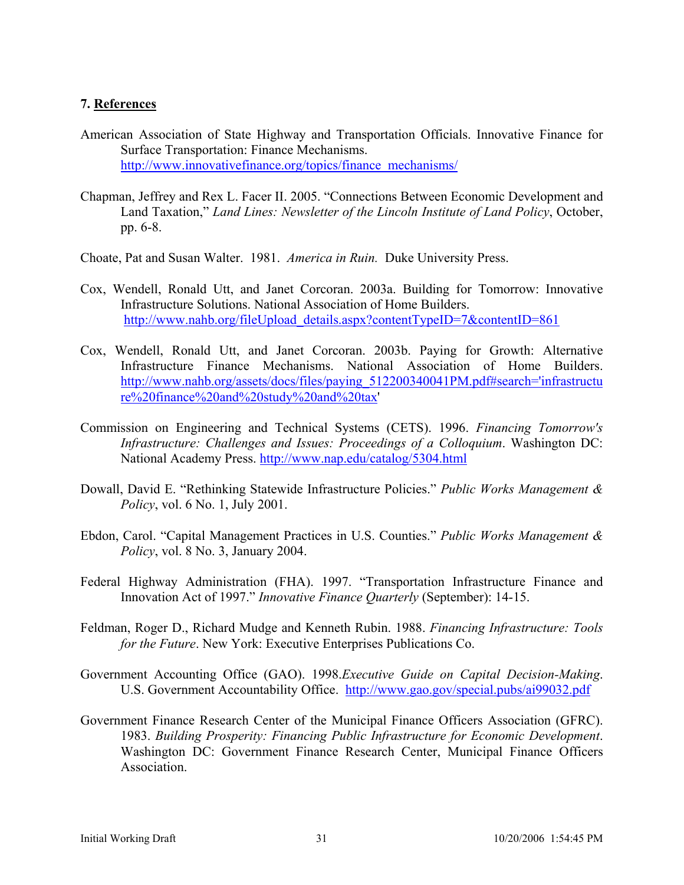## 7. References

American Association of State Highway and Transportation Officials. Innovative Finance for Surface Transportation: Finance Mechanisms. http://www.innovativefinance.org/topics/finance_mechanisms/

Chapman, Jeffrey and Rex L. Facer II. 2005. "Connections Between Economic Development and Land Taxation," *Land Lines: Newsletter of the Lincoln Institute of Land Policy*, October, pp. 6-8.

Choate, Pat and Susan Walter. 1981. *America in Ruin.* Duke University Press.

Cox, Wendell, Ronald Utt, and Janet Corcoran. 2003a. Building for Tomorrow: Innovative Infrastructure Solutions. National Association of Home Builders. http://www.nahb.org/fileUpload_details.aspx?contentTypeID=7&contentID=861

Cox, Wendell, Ronald Utt, and Janet Corcoran. 2003b. Paying for Growth: Alternative Infrastructure Finance Mechanisms. National Association of Home Builders. http://www.nahb.org/assets/docs/files/paying_512200340041PM.pdf#search='infrastructure%20finance%20and%20study%20and%20tax'

Commission on Engineering and Technical Systems (CETS). 1996. *Financing Tomorrow's Infrastructure: Challenges and Issues: Proceedings of a Colloquium*. Washington DC: National Academy Press. http://www.nap.edu/catalog/5304.html

Dowall, David E. "Rethinking Statewide Infrastructure Policies." *Public Works Management & Policy*, vol. 6 No. 1, July 2001.

Ebdon, Carol. "Capital Management Practices in U.S. Counties." *Public Works Management & Policy*, vol. 8 No. 3, January 2004.

Federal Highway Administration (FHA). 1997. "Transportation Infrastructure Finance and Innovation Act of 1997." *Innovative Finance Quarterly* (September): 14-15.

Feldman, Roger D., Richard Mudge and Kenneth Rubin. 1988. *Financing Infrastructure: Tools for the Future*. New York: Executive Enterprises Publications Co.

Government Accounting Office (GAO). 1998.*Executive Guide on Capital Decision-Making*. U.S. Government Accountability Office. http://www.gao.gov/special.pubs/ai99032.pdf

Government Finance Research Center of the Municipal Finance Officers Association (GFRC). 1983. *Building Prosperity: Financing Public Infrastructure for Economic Development*. Washington DC: Government Finance Research Center, Municipal Finance Officers Association.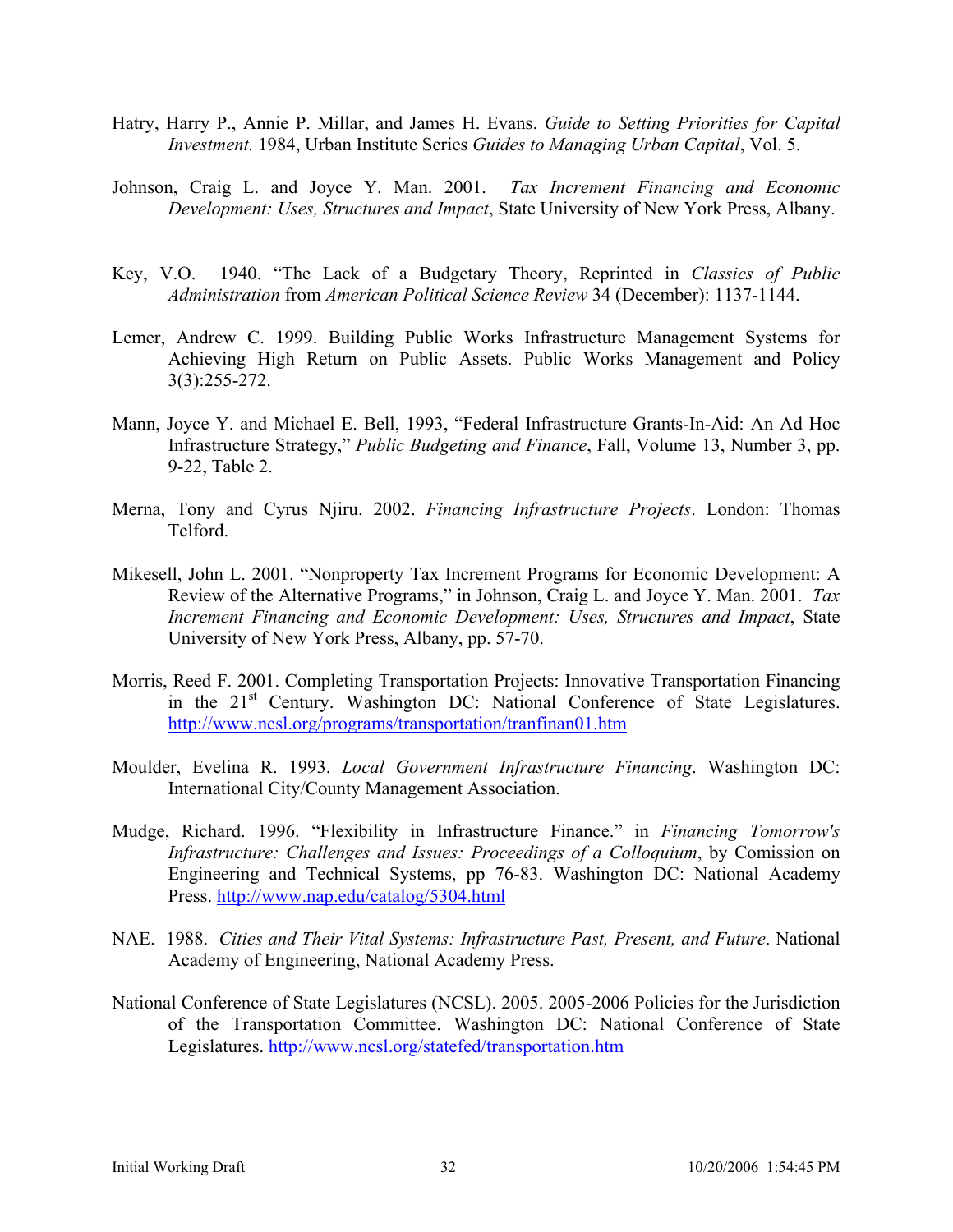Hatry, Harry P., Annie P. Millar, and James H. Evans. *Guide to Setting Priorities for Capital Investment.* 1984, Urban Institute Series *Guides to Managing Urban Capital*, Vol. 5.

Johnson, Craig L. and Joyce Y. Man. 2001. *Tax Increment Financing and Economic Development: Uses, Structures and Impact*, State University of New York Press, Albany.

Key, V.O. 1940. "The Lack of a Budgetary Theory, Reprinted in *Classics of Public Administration* from *American Political Science Review* 34 (December): 1137-1144.

Lemer, Andrew C. 1999. Building Public Works Infrastructure Management Systems for Achieving High Return on Public Assets. Public Works Management and Policy 3(3):255-272.

Mann, Joyce Y. and Michael E. Bell, 1993, "Federal Infrastructure Grants-In-Aid: An Ad Hoc Infrastructure Strategy," *Public Budgeting and Finance*, Fall, Volume 13, Number 3, pp. 9-22, Table 2.

Merna, Tony and Cyrus Njiru. 2002. *Financing Infrastructure Projects*. London: Thomas Telford.

Mikesell, John L. 2001. "Nonproperty Tax Increment Programs for Economic Development: A Review of the Alternative Programs," in Johnson, Craig L. and Joyce Y. Man. 2001. *Tax Increment Financing and Economic Development: Uses, Structures and Impact*, State University of New York Press, Albany, pp. 57-70.

Morris, Reed F. 2001. Completing Transportation Projects: Innovative Transportation Financing in the 21st Century. Washington DC: National Conference of State Legislatures. http://www.ncsl.org/programs/transportation/tranfinan01.htm

Moulder, Evelina R. 1993. *Local Government Infrastructure Financing*. Washington DC: International City/County Management Association.

Mudge, Richard. 1996. "Flexibility in Infrastructure Finance." in *Financing Tomorrow's Infrastructure: Challenges and Issues: Proceedings of a Colloquium*, by Comission on Engineering and Technical Systems, pp 76-83. Washington DC: National Academy Press. http://www.nap.edu/catalog/5304.html

NAE. 1988. *Cities and Their Vital Systems: Infrastructure Past, Present, and Future*. National Academy of Engineering, National Academy Press.

National Conference of State Legislatures (NCSL). 2005. 2005-2006 Policies for the Jurisdiction of the Transportation Committee. Washington DC: National Conference of State Legislatures. http://www.ncsl.org/statefed/transportation.htm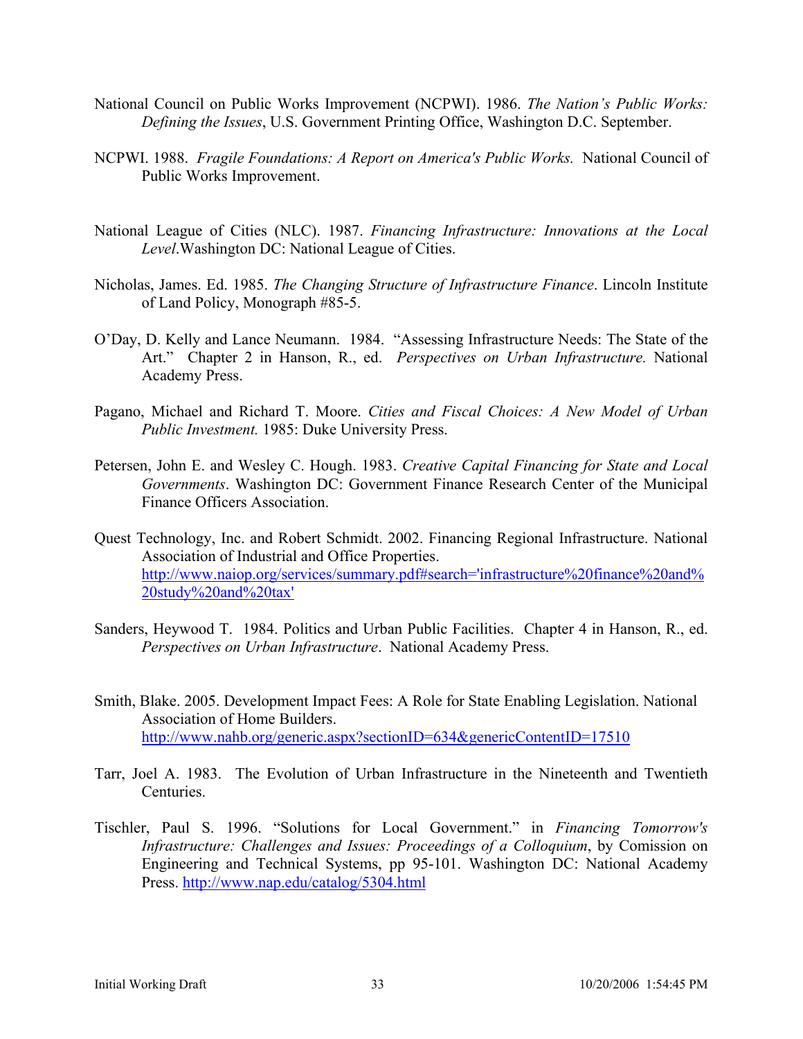National Council on Public Works Improvement (NCPWI). 1986. *The Nation's Public Works: Defining the Issues*, U.S. Government Printing Office, Washington D.C. September.

NCPWI. 1988. *Fragile Foundations: A Report on America's Public Works.* National Council of Public Works Improvement.

National League of Cities (NLC). 1987. *Financing Infrastructure: Innovations at the Local Level*.Washington DC: National League of Cities.

Nicholas, James. Ed. 1985. *The Changing Structure of Infrastructure Finance*. Lincoln Institute of Land Policy, Monograph #85-5.

O'Day, D. Kelly and Lance Neumann. 1984. "Assessing Infrastructure Needs: The State of the Art." Chapter 2 in Hanson, R., ed. *Perspectives on Urban Infrastructure.* National Academy Press.

Pagano, Michael and Richard T. Moore. *Cities and Fiscal Choices: A New Model of Urban Public Investment.* 1985: Duke University Press.

Petersen, John E. and Wesley C. Hough. 1983. *Creative Capital Financing for State and Local Governments*. Washington DC: Government Finance Research Center of the Municipal Finance Officers Association.

Quest Technology, Inc. and Robert Schmidt. 2002. Financing Regional Infrastructure. National Association of Industrial and Office Properties. http://www.naiop.org/services/summary.pdf#search='infrastructure%20finance%20and%20study%20and%20tax'

Sanders, Heywood T. 1984. Politics and Urban Public Facilities. Chapter 4 in Hanson, R., ed. *Perspectives on Urban Infrastructure*. National Academy Press.

Smith, Blake. 2005. Development Impact Fees: A Role for State Enabling Legislation. National Association of Home Builders. http://www.nahb.org/generic.aspx?sectionID=634&genericContentID=17510

Tarr, Joel A. 1983. The Evolution of Urban Infrastructure in the Nineteenth and Twentieth Centuries.

Tischler, Paul S. 1996. "Solutions for Local Government." in *Financing Tomorrow's Infrastructure: Challenges and Issues: Proceedings of a Colloquium*, by Comission on Engineering and Technical Systems, pp 95-101. Washington DC: National Academy Press. http://www.nap.edu/catalog/5304.html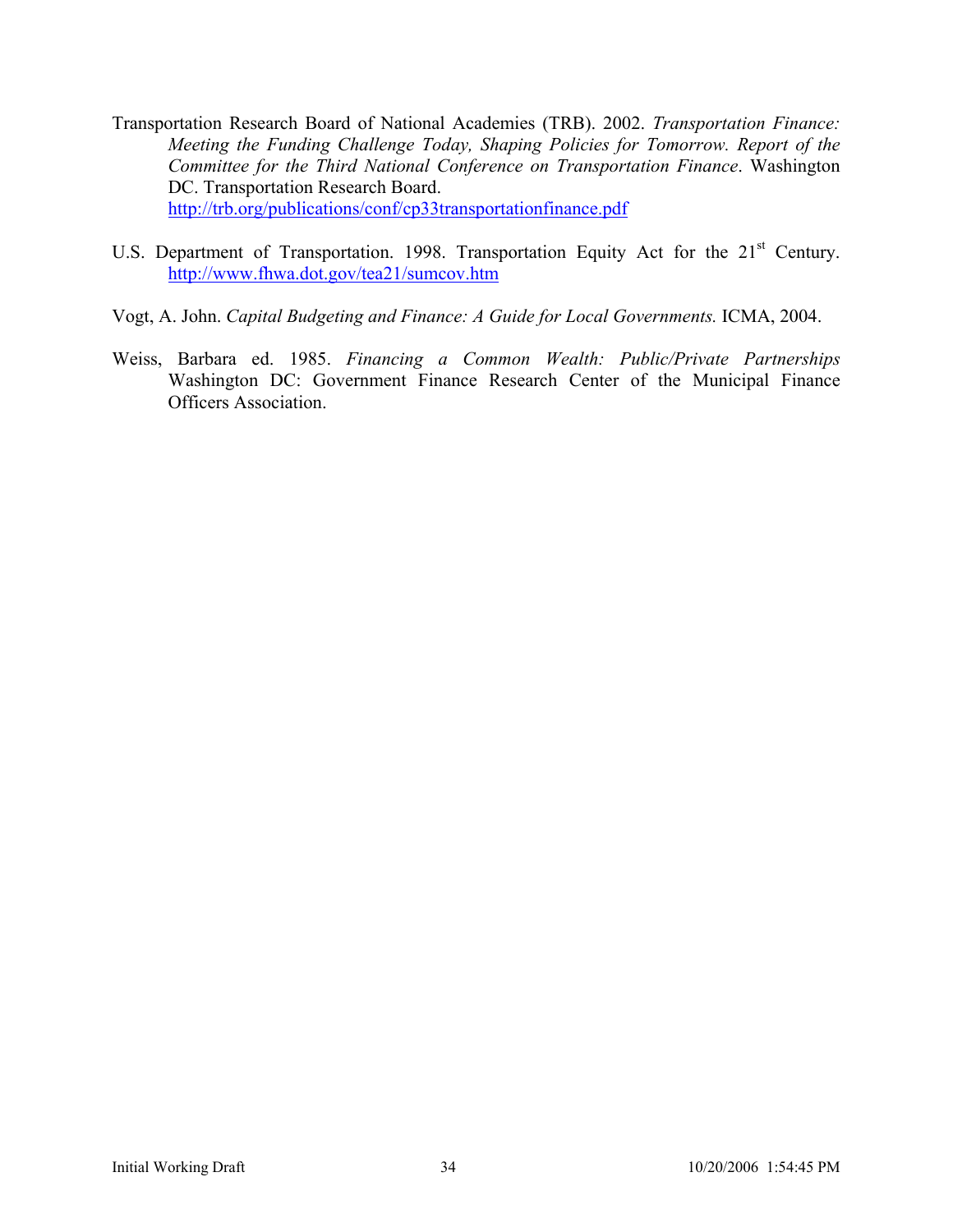Transportation Research Board of National Academies (TRB). 2002. *Transportation Finance: Meeting the Funding Challenge Today, Shaping Policies for Tomorrow. Report of the Committee for the Third National Conference on Transportation Finance*. Washington DC. Transportation Research Board. http://trb.org/publications/conf/cp33transportationfinance.pdf

U.S. Department of Transportation. 1998. Transportation Equity Act for the 21st Century. http://www.fhwa.dot.gov/tea21/sumcov.htm

Vogt, A. John. *Capital Budgeting and Finance: A Guide for Local Governments.* ICMA, 2004.

Weiss, Barbara ed. 1985. *Financing a Common Wealth: Public/Private Partnerships* Washington DC: Government Finance Research Center of the Municipal Finance Officers Association.